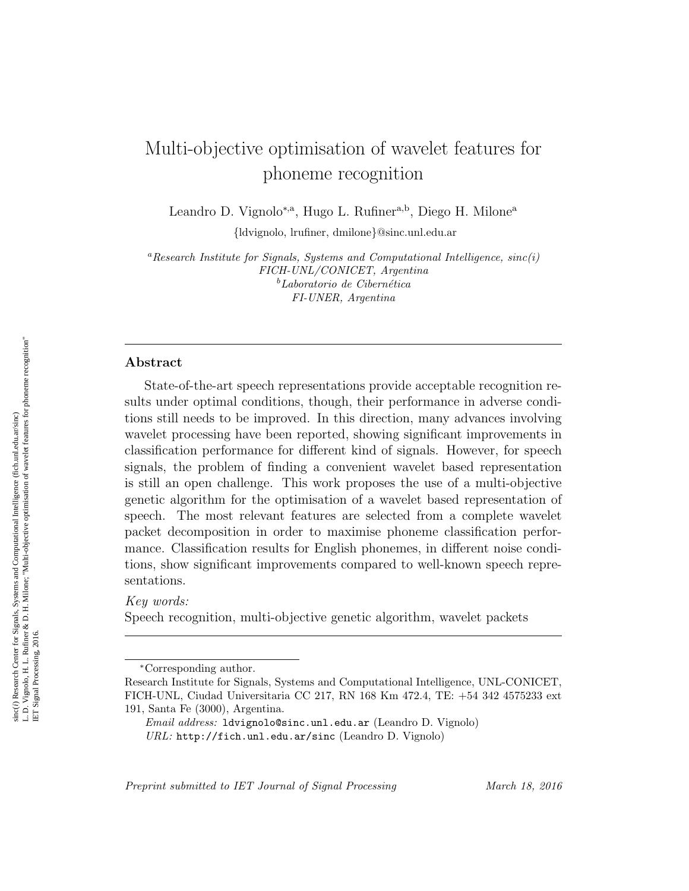# Multi-objective optimisation of wavelet features for phoneme recognition

Leandro D. Vignolo[*,a], Hugo L. Rufiner[a,b], Diego H. Milone[a]

{ldvignolo, lrufiner, dmilone}@sinc.unl.edu.ar

[a] *Research Institute for Signals, Systems and Computational Intelligence, sinc(i)*
*FICH-UNL/CONICET, Argentina*
[b] *Laboratorio de Cibernética*
*FI-UNER, Argentina*

---

## Abstract

State-of-the-art speech representations provide acceptable recognition results under optimal conditions, though, their performance in adverse conditions still needs to be improved. In this direction, many advances involving wavelet processing have been reported, showing significant improvements in classification performance for different kind of signals. However, for speech signals, the problem of finding a convenient wavelet based representation is still an open challenge. This work proposes the use of a multi-objective genetic algorithm for the optimisation of a wavelet based representation of speech. The most relevant features are selected from a complete wavelet packet decomposition in order to maximise phoneme classification performance. Classification results for English phonemes, in different noise conditions, show significant improvements compared to well-known speech representations.

*Key words:*
Speech recognition, multi-objective genetic algorithm, wavelet packets

---

[*] Corresponding author.
Research Institute for Signals, Systems and Computational Intelligence, UNL-CONICET, FICH-UNL, Ciudad Universitaria CC 217, RN 168 Km 472.4, TE: +54 342 4575233 ext 191, Santa Fe (3000), Argentina.

*Email address:* `ldvignolo@sinc.unl.edu.ar` (Leandro D. Vignolo)
*URL:* `http://fich.unl.edu.ar/sinc` (Leandro D. Vignolo)

*Preprint submitted to IET Journal of Signal Processing* *March 18, 2016*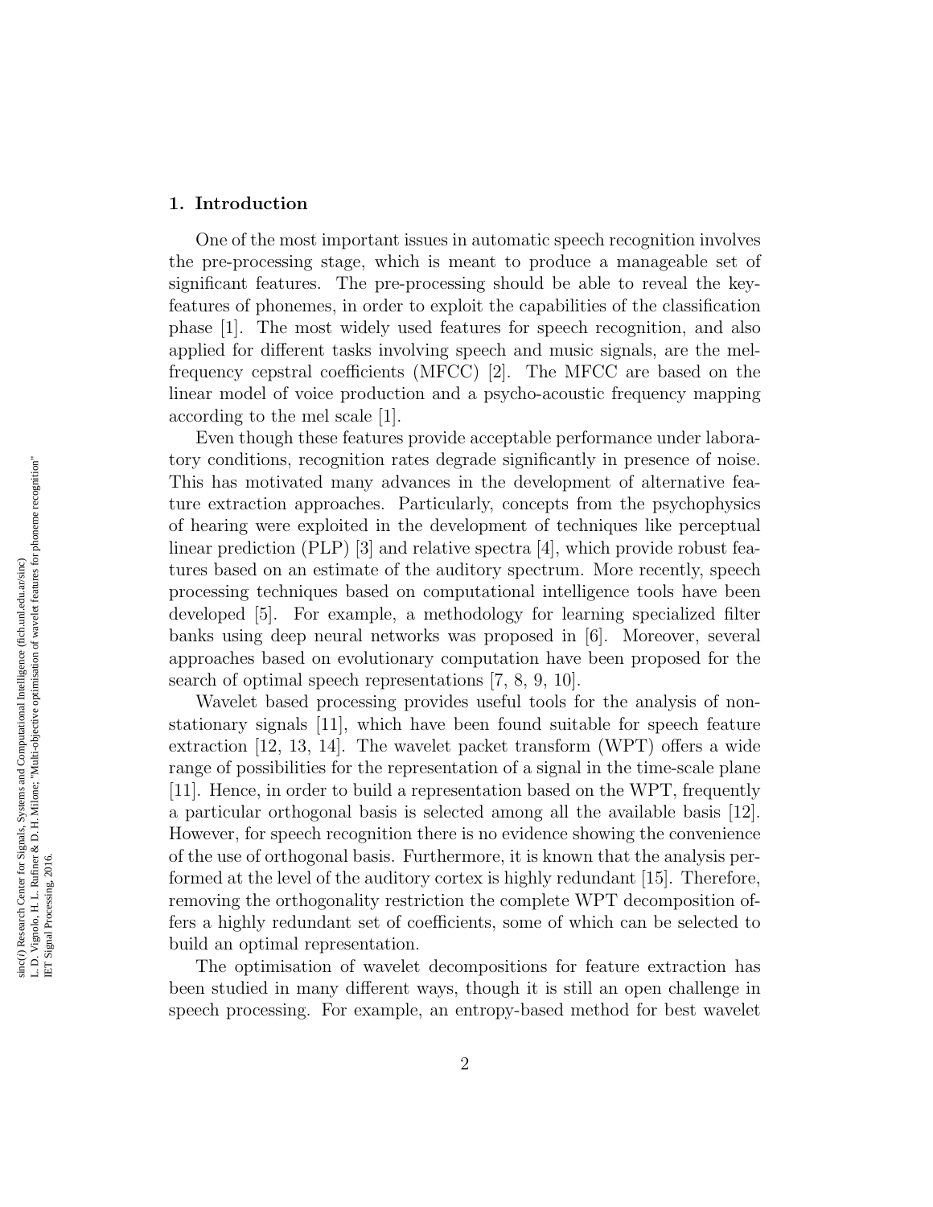## 1. Introduction

One of the most important issues in automatic speech recognition involves the pre-processing stage, which is meant to produce a manageable set of significant features. The pre-processing should be able to reveal the key-features of phonemes, in order to exploit the capabilities of the classification phase [1]. The most widely used features for speech recognition, and also applied for different tasks involving speech and music signals, are the mel-frequency cepstral coefficients (MFCC) [2]. The MFCC are based on the linear model of voice production and a psycho-acoustic frequency mapping according to the mel scale [1].

Even though these features provide acceptable performance under laboratory conditions, recognition rates degrade significantly in presence of noise. This has motivated many advances in the development of alternative feature extraction approaches. Particularly, concepts from the psychophysics of hearing were exploited in the development of techniques like perceptual linear prediction (PLP) [3] and relative spectra [4], which provide robust features based on an estimate of the auditory spectrum. More recently, speech processing techniques based on computational intelligence tools have been developed [5]. For example, a methodology for learning specialized filter banks using deep neural networks was proposed in [6]. Moreover, several approaches based on evolutionary computation have been proposed for the search of optimal speech representations [7, 8, 9, 10].

Wavelet based processing provides useful tools for the analysis of non-stationary signals [11], which have been found suitable for speech feature extraction [12, 13, 14]. The wavelet packet transform (WPT) offers a wide range of possibilities for the representation of a signal in the time-scale plane [11]. Hence, in order to build a representation based on the WPT, frequently a particular orthogonal basis is selected among all the available basis [12]. However, for speech recognition there is no evidence showing the convenience of the use of orthogonal basis. Furthermore, it is known that the analysis performed at the level of the auditory cortex is highly redundant [15]. Therefore, removing the orthogonality restriction the complete WPT decomposition offers a highly redundant set of coefficients, some of which can be selected to build an optimal representation.

The optimisation of wavelet decompositions for feature extraction has been studied in many different ways, though it is still an open challenge in speech processing. For example, an entropy-based method for best wavelet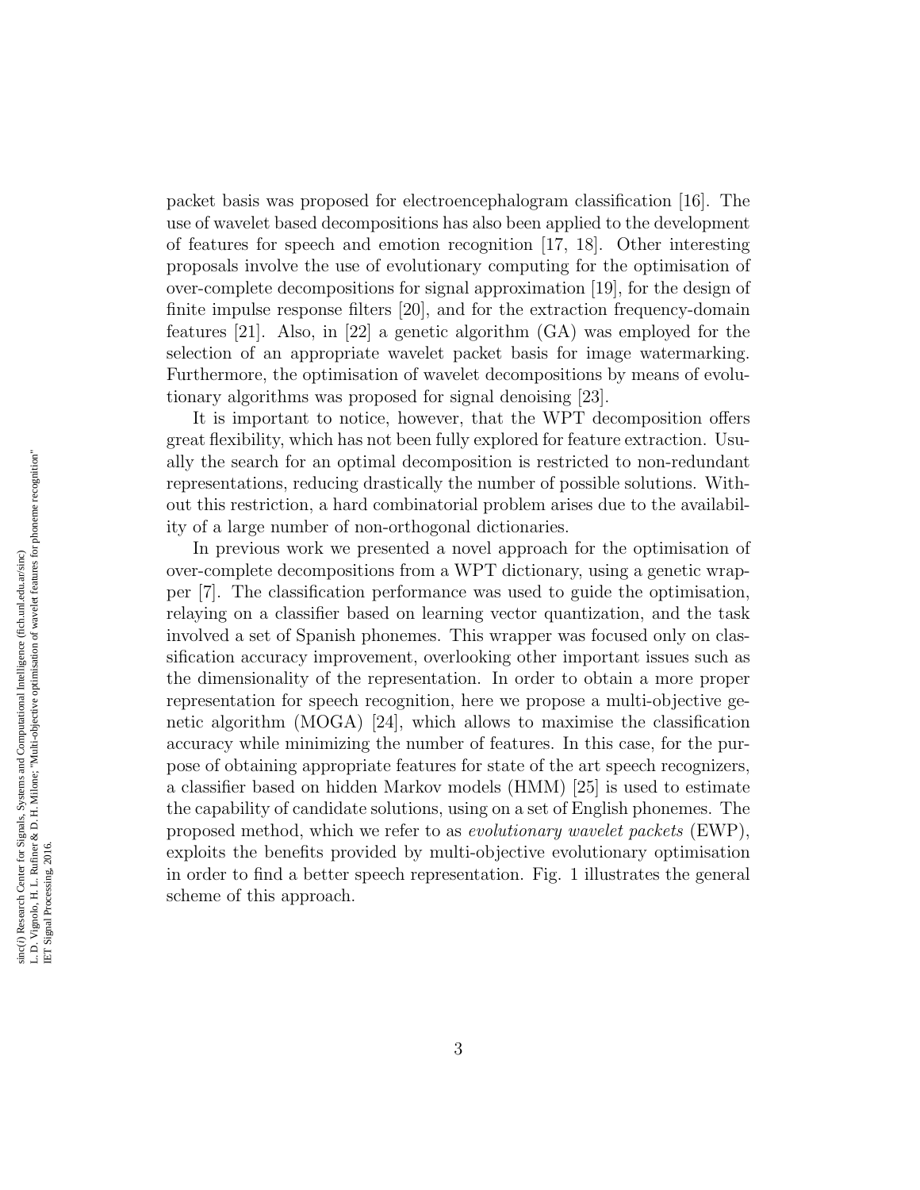packet basis was proposed for electroencephalogram classification [16]. The use of wavelet based decompositions has also been applied to the development of features for speech and emotion recognition [17, 18]. Other interesting proposals involve the use of evolutionary computing for the optimisation of over-complete decompositions for signal approximation [19], for the design of finite impulse response filters [20], and for the extraction frequency-domain features [21]. Also, in [22] a genetic algorithm (GA) was employed for the selection of an appropriate wavelet packet basis for image watermarking. Furthermore, the optimisation of wavelet decompositions by means of evolutionary algorithms was proposed for signal denoising [23].

It is important to notice, however, that the WPT decomposition offers great flexibility, which has not been fully explored for feature extraction. Usually the search for an optimal decomposition is restricted to non-redundant representations, reducing drastically the number of possible solutions. Without this restriction, a hard combinatorial problem arises due to the availability of a large number of non-orthogonal dictionaries.

In previous work we presented a novel approach for the optimisation of over-complete decompositions from a WPT dictionary, using a genetic wrapper [7]. The classification performance was used to guide the optimisation, relaying on a classifier based on learning vector quantization, and the task involved a set of Spanish phonemes. This wrapper was focused only on classification accuracy improvement, overlooking other important issues such as the dimensionality of the representation. In order to obtain a more proper representation for speech recognition, here we propose a multi-objective genetic algorithm (MOGA) [24], which allows to maximise the classification accuracy while minimizing the number of features. In this case, for the purpose of obtaining appropriate features for state of the art speech recognizers, a classifier based on hidden Markov models (HMM) [25] is used to estimate the capability of candidate solutions, using on a set of English phonemes. The proposed method, which we refer to as *evolutionary wavelet packets* (EWP), exploits the benefits provided by multi-objective evolutionary optimisation in order to find a better speech representation. Fig. 1 illustrates the general scheme of this approach.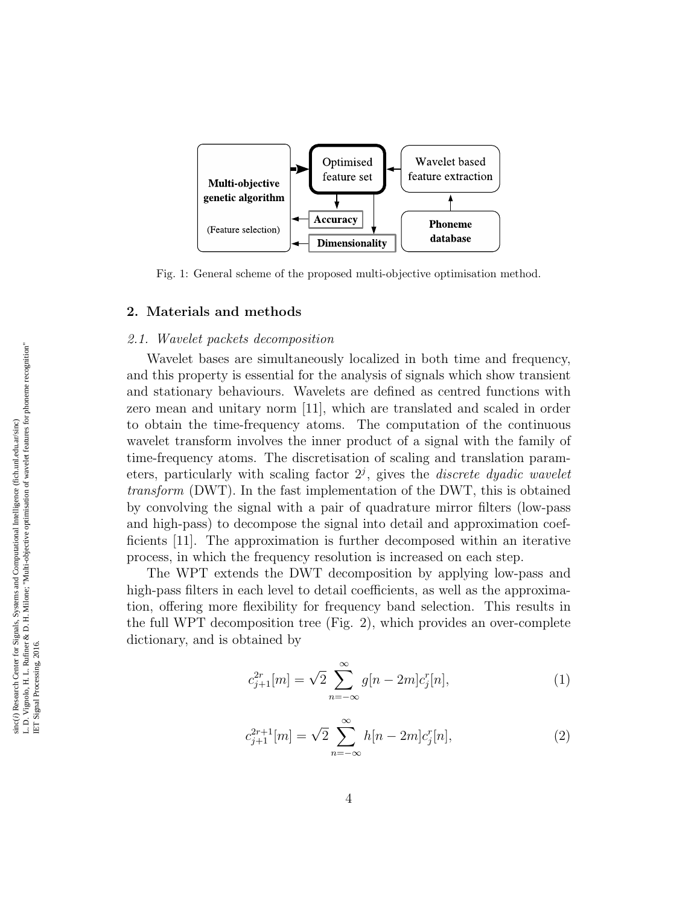Fig. 1: General scheme of the proposed multi-objective optimisation method.

## 2. Materials and methods

### 2.1. Wavelet packets decomposition

Wavelet bases are simultaneously localized in both time and frequency, and this property is essential for the analysis of signals which show transient and stationary behaviours. Wavelets are defined as centred functions with zero mean and unitary norm [11], which are translated and scaled in order to obtain the time-frequency atoms. The computation of the continuous wavelet transform involves the inner product of a signal with the family of time-frequency atoms. The discretisation of scaling and translation parameters, particularly with scaling factor $2^j$, gives the *discrete dyadic wavelet transform* (DWT). In the fast implementation of the DWT, this is obtained by convolving the signal with a pair of quadrature mirror filters (low-pass and high-pass) to decompose the signal into detail and approximation coefficients [11]. The approximation is further decomposed within an iterative process, in which the frequency resolution is increased on each step.

The WPT extends the DWT decomposition by applying low-pass and high-pass filters in each level to detail coefficients, as well as the approximation, offering more flexibility for frequency band selection. This results in the full WPT decomposition tree (Fig. 2), which provides an over-complete dictionary, and is obtained by

$$c_{j+1}^{2r}[m] = \sqrt{2} \sum_{n=-\infty}^{\infty} g[n-2m] c_j^r[n], \tag{1}$$

$$c_{j+1}^{2r+1}[m] = \sqrt{2} \sum_{n=-\infty}^{\infty} h[n-2m] c_j^r[n], \tag{2}$$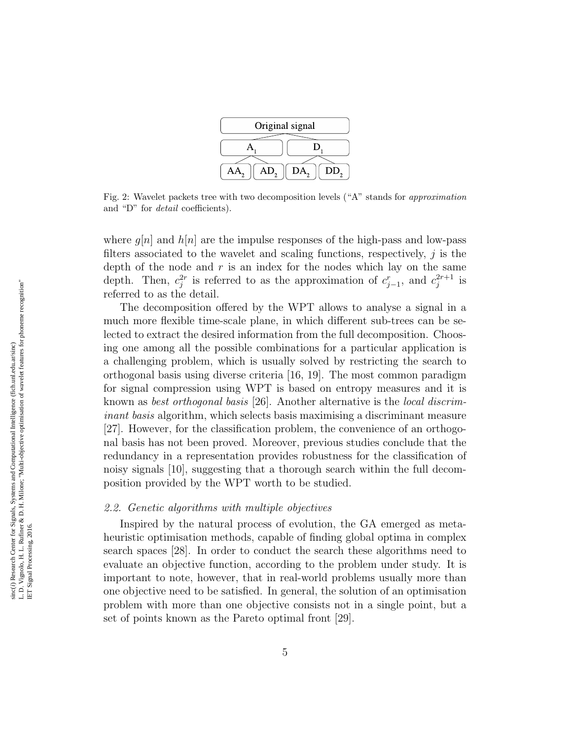Original signal

A$_1$ D$_1$

AA$_2$ AD$_2$ DA$_2$ DD$_2$

Fig. 2: Wavelet packets tree with two decomposition levels ("A" stands for *approximation* and "D" for *detail* coefficients).

where $g[n]$ and $h[n]$ are the impulse responses of the high-pass and low-pass filters associated to the wavelet and scaling functions, respectively, $j$ is the depth of the node and $r$ is an index for the nodes which lay on the same depth. Then, $c_j^{2r}$ is referred to as the approximation of $c_{j-1}^{r}$, and $c_j^{2r+1}$ is referred to as the detail.

The decomposition offered by the WPT allows to analyse a signal in a much more flexible time-scale plane, in which different sub-trees can be selected to extract the desired information from the full decomposition. Choosing one among all the possible combinations for a particular application is a challenging problem, which is usually solved by restricting the search to orthogonal basis using diverse criteria [16, 19]. The most common paradigm for signal compression using WPT is based on entropy measures and it is known as *best orthogonal basis* [26]. Another alternative is the *local discriminant basis* algorithm, which selects basis maximising a discriminant measure [27]. However, for the classification problem, the convenience of an orthogonal basis has not been proved. Moreover, previous studies conclude that the redundancy in a representation provides robustness for the classification of noisy signals [10], suggesting that a thorough search within the full decomposition provided by the WPT worth to be studied.

### *2.2. Genetic algorithms with multiple objectives*

Inspired by the natural process of evolution, the GA emerged as meta-heuristic optimisation methods, capable of finding global optima in complex search spaces [28]. In order to conduct the search these algorithms need to evaluate an objective function, according to the problem under study. It is important to note, however, that in real-world problems usually more than one objective need to be satisfied. In general, the solution of an optimisation problem with more than one objective consists not in a single point, but a set of points known as the Pareto optimal front [29].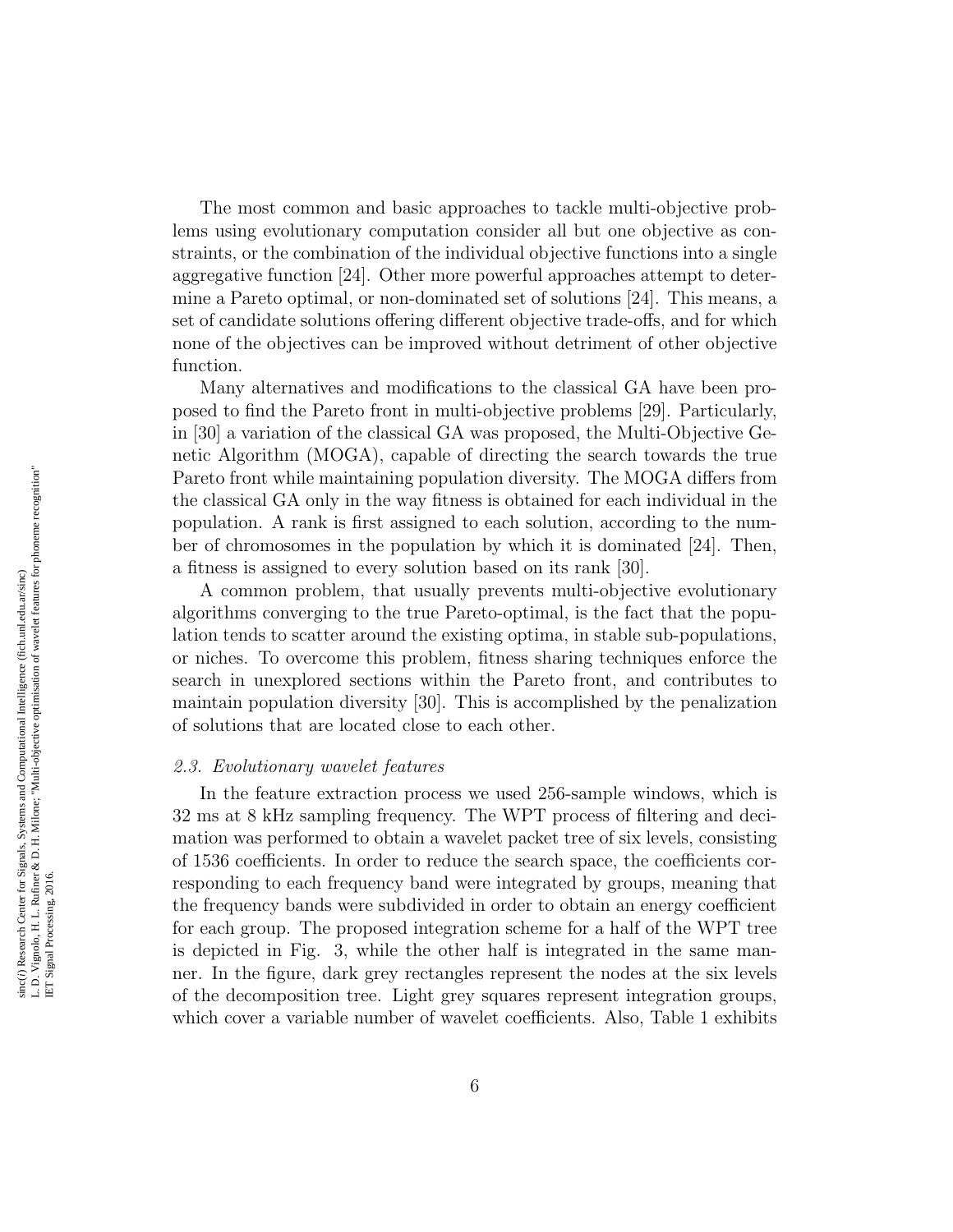The most common and basic approaches to tackle multi-objective problems using evolutionary computation consider all but one objective as constraints, or the combination of the individual objective functions into a single aggregative function [24]. Other more powerful approaches attempt to determine a Pareto optimal, or non-dominated set of solutions [24]. This means, a set of candidate solutions offering different objective trade-offs, and for which none of the objectives can be improved without detriment of other objective function.

Many alternatives and modifications to the classical GA have been proposed to find the Pareto front in multi-objective problems [29]. Particularly, in [30] a variation of the classical GA was proposed, the Multi-Objective Genetic Algorithm (MOGA), capable of directing the search towards the true Pareto front while maintaining population diversity. The MOGA differs from the classical GA only in the way fitness is obtained for each individual in the population. A rank is first assigned to each solution, according to the number of chromosomes in the population by which it is dominated [24]. Then, a fitness is assigned to every solution based on its rank [30].

A common problem, that usually prevents multi-objective evolutionary algorithms converging to the true Pareto-optimal, is the fact that the population tends to scatter around the existing optima, in stable sub-populations, or niches. To overcome this problem, fitness sharing techniques enforce the search in unexplored sections within the Pareto front, and contributes to maintain population diversity [30]. This is accomplished by the penalization of solutions that are located close to each other.

### *2.3. Evolutionary wavelet features*

In the feature extraction process we used 256-sample windows, which is 32 ms at 8 kHz sampling frequency. The WPT process of filtering and decimation was performed to obtain a wavelet packet tree of six levels, consisting of 1536 coefficients. In order to reduce the search space, the coefficients corresponding to each frequency band were integrated by groups, meaning that the frequency bands were subdivided in order to obtain an energy coefficient for each group. The proposed integration scheme for a half of the WPT tree is depicted in Fig. 3, while the other half is integrated in the same manner. In the figure, dark grey rectangles represent the nodes at the six levels of the decomposition tree. Light grey squares represent integration groups, which cover a variable number of wavelet coefficients. Also, Table 1 exhibits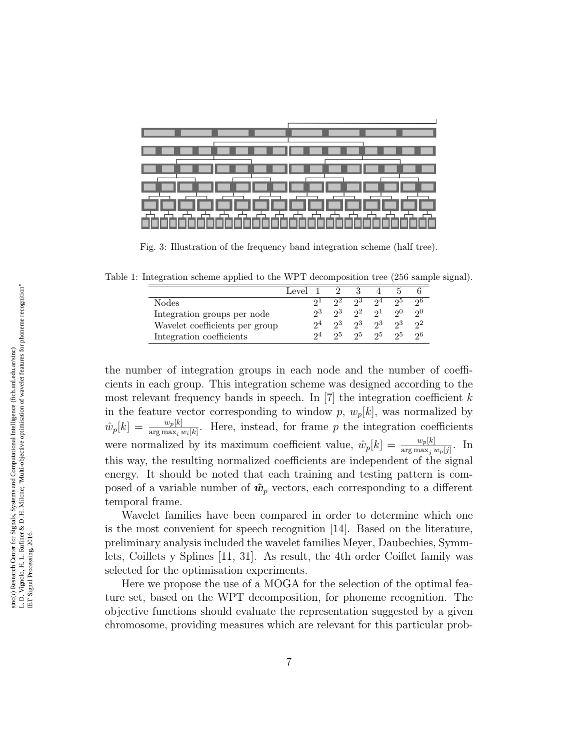Fig. 3: Illustration of the frequency band integration scheme (half tree).

Table 1: Integration scheme applied to the WPT decomposition tree (256 sample signal).

| Level | 1 | 2 | 3 | 4 | 5 | 6 |
|---|---|---|---|---|---|---|
| Nodes | $2^1$ | $2^2$ | $2^3$ | $2^4$ | $2^5$ | $2^6$ |
| Integration groups per node | $2^3$ | $2^3$ | $2^2$ | $2^1$ | $2^0$ | $2^0$ |
| Wavelet coefficients per group | $2^4$ | $2^3$ | $2^3$ | $2^3$ | $2^3$ | $2^2$ |
| Integration coefficients | $2^4$ | $2^5$ | $2^5$ | $2^5$ | $2^5$ | $2^6$ |

the number of integration groups in each node and the number of coefficients in each group. This integration scheme was designed according to the most relevant frequency bands in speech. In [7] the integration coefficient $k$ in the feature vector corresponding to window $p$, $w_p[k]$, was normalized by $\hat{w}_p[k] = \frac{w_p[k]}{\arg\max_i w_i[k]}$. Here, instead, for frame $p$ the integration coefficients were normalized by its maximum coefficient value, $\hat{w}_p[k] = \frac{w_p[k]}{\arg\max_j w_p[j]}$. In this way, the resulting normalized coefficients are independent of the signal energy. It should be noted that each training and testing pattern is composed of a variable number of $\hat{\boldsymbol{w}}_p$ vectors, each corresponding to a different temporal frame.

Wavelet families have been compared in order to determine which one is the most convenient for speech recognition [14]. Based on the literature, preliminary analysis included the wavelet families Meyer, Daubechies, Symmlets, Coiflets y Splines [11, 31]. As result, the 4th order Coiflet family was selected for the optimisation experiments.

Here we propose the use of a MOGA for the selection of the optimal feature set, based on the WPT decomposition, for phoneme recognition. The objective functions should evaluate the representation suggested by a given chromosome, providing measures which are relevant for this particular prob-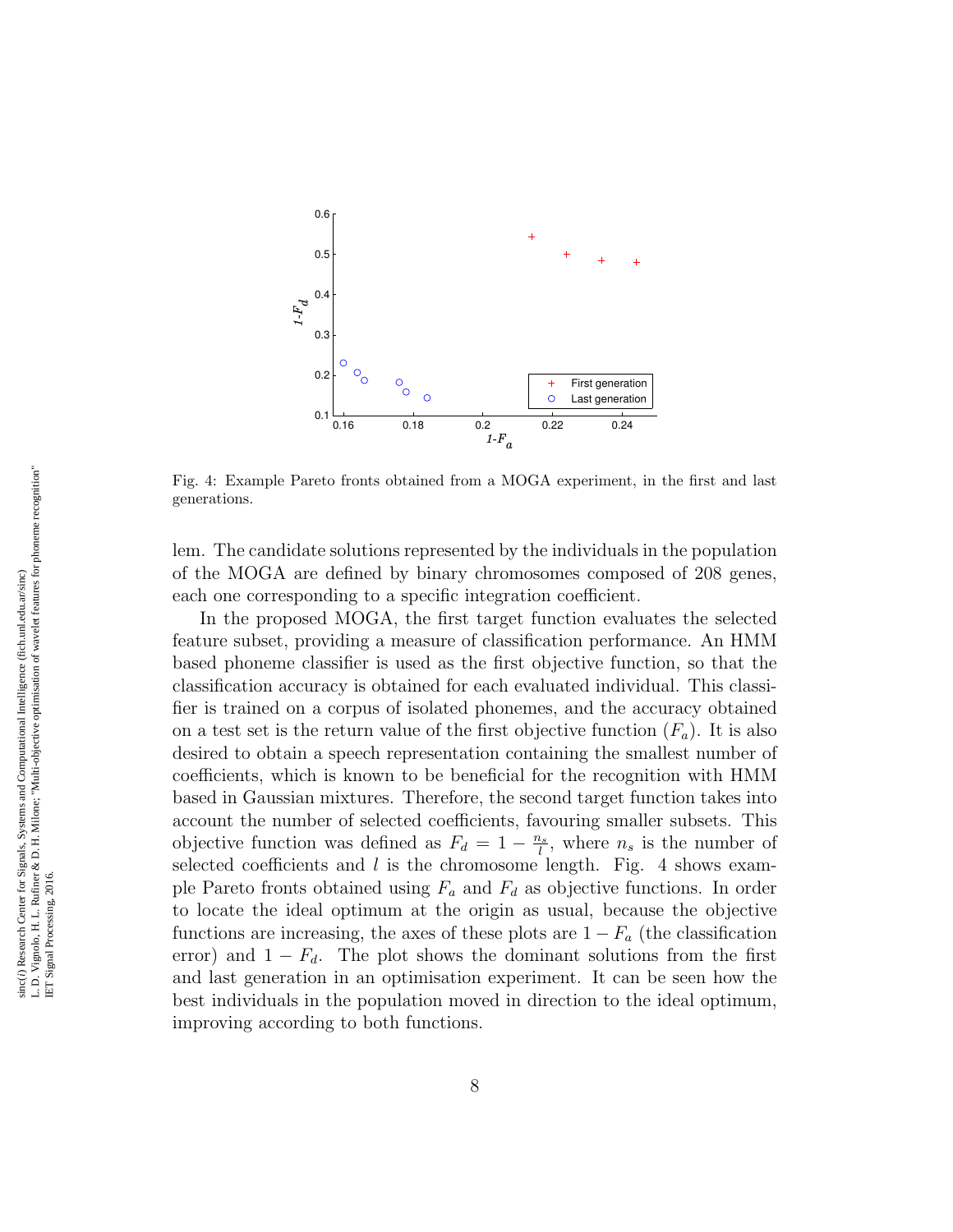Fig. 4: Example Pareto fronts obtained from a MOGA experiment, in the first and last generations.

lem. The candidate solutions represented by the individuals in the population of the MOGA are defined by binary chromosomes composed of 208 genes, each one corresponding to a specific integration coefficient.

In the proposed MOGA, the first target function evaluates the selected feature subset, providing a measure of classification performance. An HMM based phoneme classifier is used as the first objective function, so that the classification accuracy is obtained for each evaluated individual. This classifier is trained on a corpus of isolated phonemes, and the accuracy obtained on a test set is the return value of the first objective function ($F_a$). It is also desired to obtain a speech representation containing the smallest number of coefficients, which is known to be beneficial for the recognition with HMM based in Gaussian mixtures. Therefore, the second target function takes into account the number of selected coefficients, favouring smaller subsets. This objective function was defined as $F_d = 1 - \frac{n_s}{l}$, where $n_s$ is the number of selected coefficients and $l$ is the chromosome length. Fig. 4 shows example Pareto fronts obtained using $F_a$ and $F_d$ as objective functions. In order to locate the ideal optimum at the origin as usual, because the objective functions are increasing, the axes of these plots are $1 - F_a$ (the classification error) and $1 - F_d$. The plot shows the dominant solutions from the first and last generation in an optimisation experiment. It can be seen how the best individuals in the population moved in direction to the ideal optimum, improving according to both functions.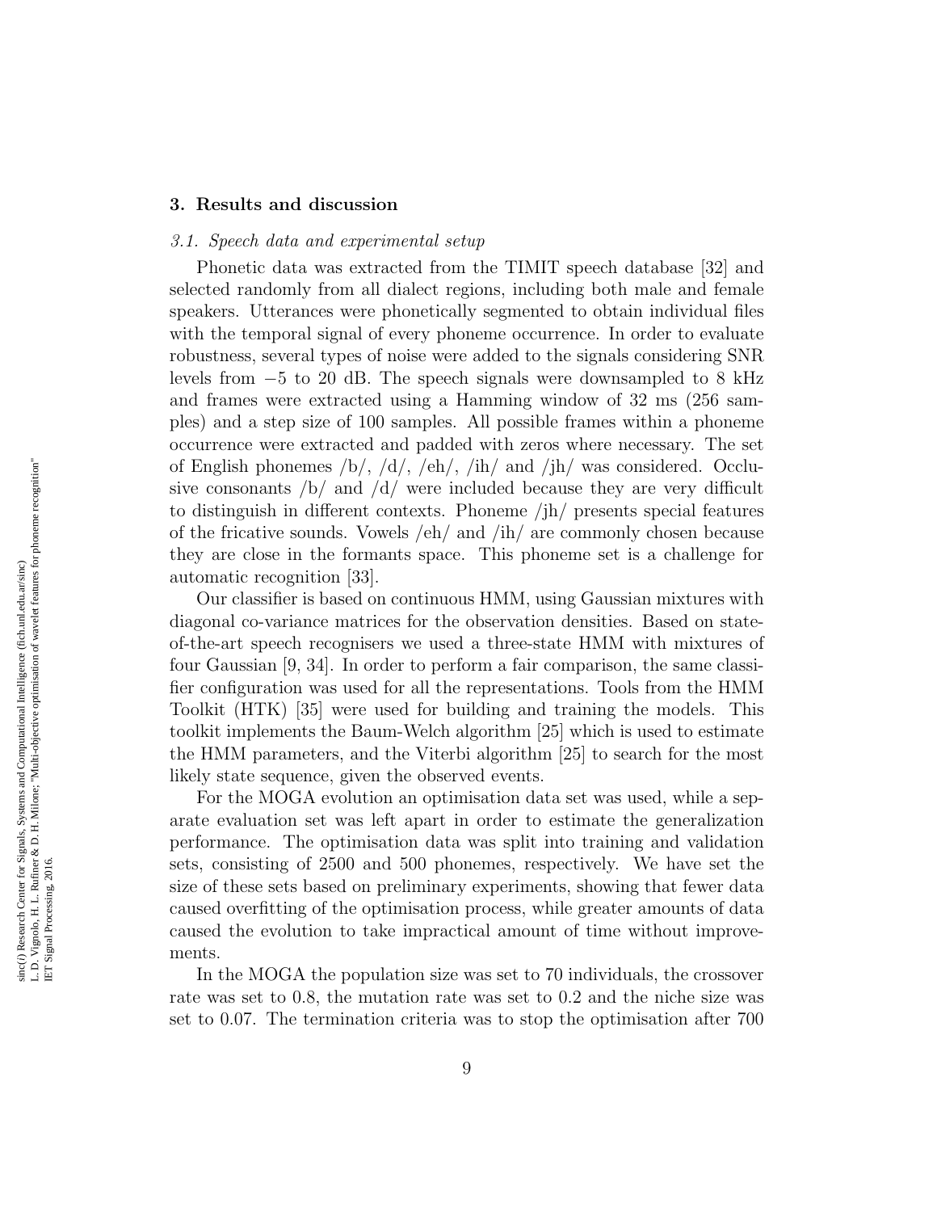## 3. Results and discussion

### *3.1. Speech data and experimental setup*

Phonetic data was extracted from the TIMIT speech database [32] and selected randomly from all dialect regions, including both male and female speakers. Utterances were phonetically segmented to obtain individual files with the temporal signal of every phoneme occurrence. In order to evaluate robustness, several types of noise were added to the signals considering SNR levels from $-5$ to 20 dB. The speech signals were downsampled to 8 kHz and frames were extracted using a Hamming window of 32 ms (256 samples) and a step size of 100 samples. All possible frames within a phoneme occurrence were extracted and padded with zeros where necessary. The set of English phonemes /b/, /d/, /eh/, /ih/ and /jh/ was considered. Occlusive consonants /b/ and /d/ were included because they are very difficult to distinguish in different contexts. Phoneme /jh/ presents special features of the fricative sounds. Vowels /eh/ and /ih/ are commonly chosen because they are close in the formants space. This phoneme set is a challenge for automatic recognition [33].

Our classifier is based on continuous HMM, using Gaussian mixtures with diagonal co-variance matrices for the observation densities. Based on state-of-the-art speech recognisers we used a three-state HMM with mixtures of four Gaussian [9, 34]. In order to perform a fair comparison, the same classifier configuration was used for all the representations. Tools from the HMM Toolkit (HTK) [35] were used for building and training the models. This toolkit implements the Baum-Welch algorithm [25] which is used to estimate the HMM parameters, and the Viterbi algorithm [25] to search for the most likely state sequence, given the observed events.

For the MOGA evolution an optimisation data set was used, while a separate evaluation set was left apart in order to estimate the generalization performance. The optimisation data was split into training and validation sets, consisting of 2500 and 500 phonemes, respectively. We have set the size of these sets based on preliminary experiments, showing that fewer data caused overfitting of the optimisation process, while greater amounts of data caused the evolution to take impractical amount of time without improvements.

In the MOGA the population size was set to 70 individuals, the crossover rate was set to 0.8, the mutation rate was set to 0.2 and the niche size was set to 0.07. The termination criteria was to stop the optimisation after 700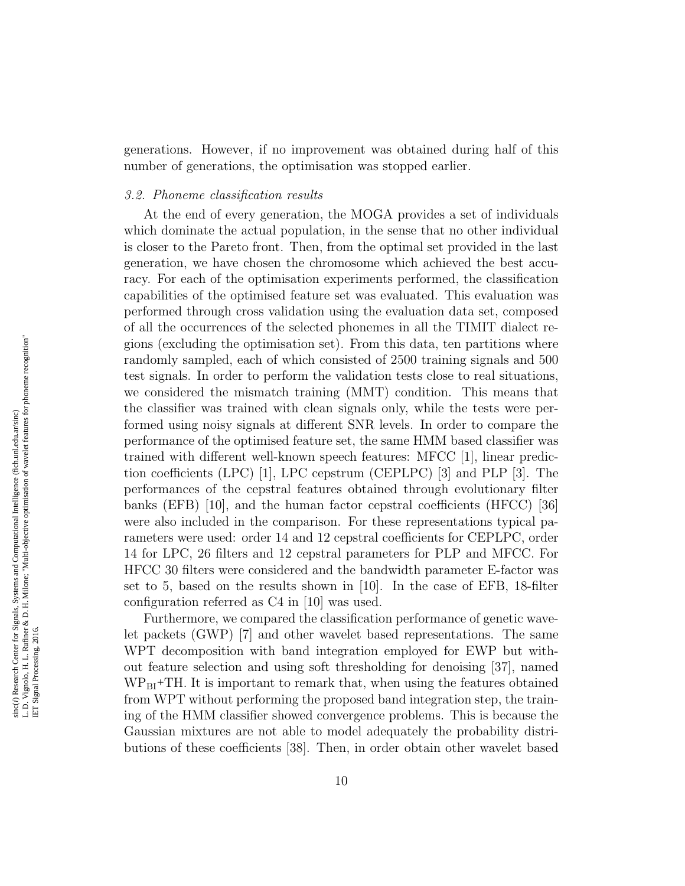generations. However, if no improvement was obtained during half of this number of generations, the optimisation was stopped earlier.

### *3.2. Phoneme classification results*

At the end of every generation, the MOGA provides a set of individuals which dominate the actual population, in the sense that no other individual is closer to the Pareto front. Then, from the optimal set provided in the last generation, we have chosen the chromosome which achieved the best accuracy. For each of the optimisation experiments performed, the classification capabilities of the optimised feature set was evaluated. This evaluation was performed through cross validation using the evaluation data set, composed of all the occurrences of the selected phonemes in all the TIMIT dialect regions (excluding the optimisation set). From this data, ten partitions where randomly sampled, each of which consisted of 2500 training signals and 500 test signals. In order to perform the validation tests close to real situations, we considered the mismatch training (MMT) condition. This means that the classifier was trained with clean signals only, while the tests were performed using noisy signals at different SNR levels. In order to compare the performance of the optimised feature set, the same HMM based classifier was trained with different well-known speech features: MFCC [1], linear prediction coefficients (LPC) [1], LPC cepstrum (CEPLPC) [3] and PLP [3]. The performances of the cepstral features obtained through evolutionary filter banks (EFB) [10], and the human factor cepstral coefficients (HFCC) [36] were also included in the comparison. For these representations typical parameters were used: order 14 and 12 cepstral coefficients for CEPLPC, order 14 for LPC, 26 filters and 12 cepstral parameters for PLP and MFCC. For HFCC 30 filters were considered and the bandwidth parameter E-factor was set to 5, based on the results shown in [10]. In the case of EFB, 18-filter configuration referred as C4 in [10] was used.

Furthermore, we compared the classification performance of genetic wavelet packets (GWP) [7] and other wavelet based representations. The same WPT decomposition with band integration employed for EWP but without feature selection and using soft thresholding for denoising [37], named $\mathrm{WP_{BI}}$+TH. It is important to remark that, when using the features obtained from WPT without performing the proposed band integration step, the training of the HMM classifier showed convergence problems. This is because the Gaussian mixtures are not able to model adequately the probability distributions of these coefficients [38]. Then, in order obtain other wavelet based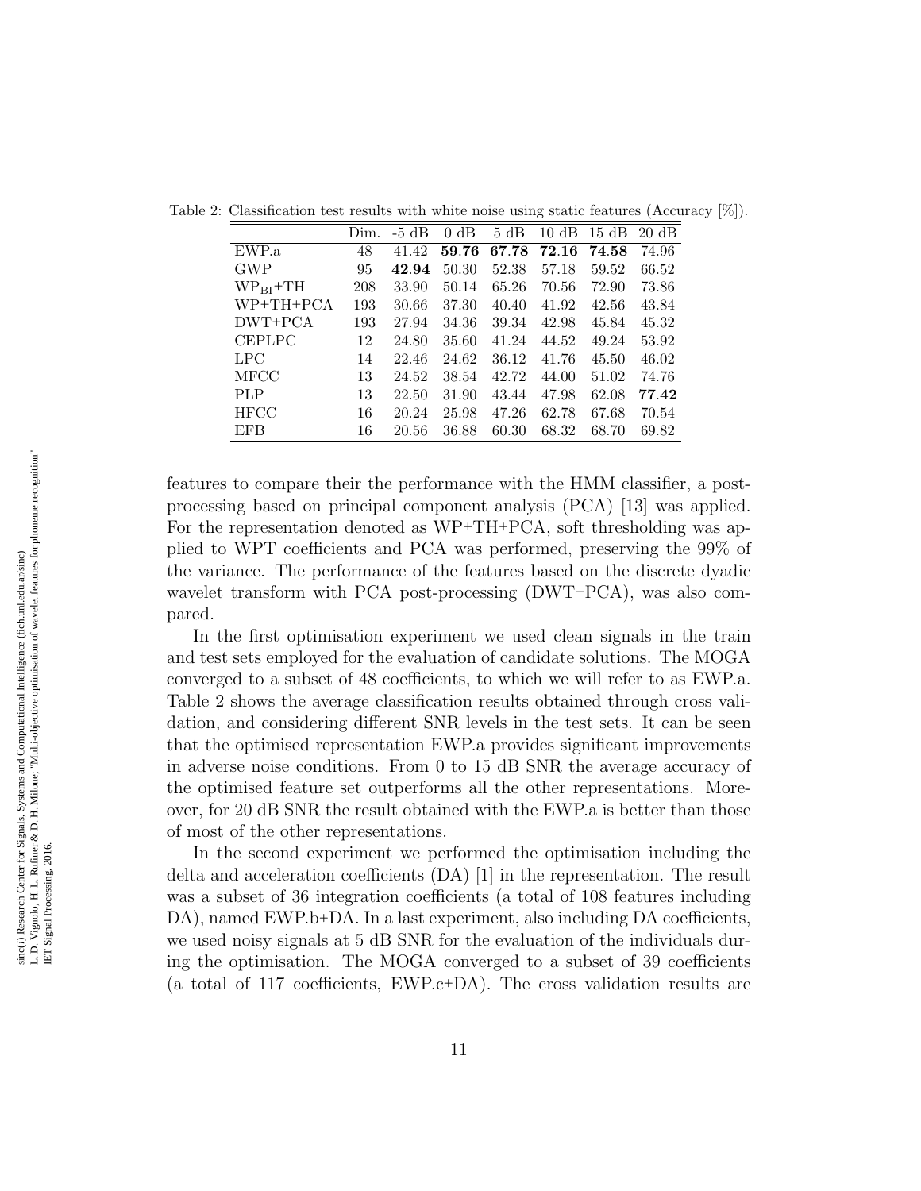Table 2: Classification test results with white noise using static features (Accuracy [%]).

| | Dim. | -5 dB | 0 dB | 5 dB | 10 dB | 15 dB | 20 dB |
|---|---|---|---|---|---|---|---|
| EWP.a | 48 | 41.42 | **59.76** | **67.78** | **72.16** | **74.58** | 74.96 |
| GWP | 95 | **42.94** | 50.30 | 52.38 | 57.18 | 59.52 | 66.52 |
| $\mathrm{WP_{BI}}$+TH | 208 | 33.90 | 50.14 | 65.26 | 70.56 | 72.90 | 73.86 |
| WP+TH+PCA | 193 | 30.66 | 37.30 | 40.40 | 41.92 | 42.56 | 43.84 |
| DWT+PCA | 193 | 27.94 | 34.36 | 39.34 | 42.98 | 45.84 | 45.32 |
| CEPLPC | 12 | 24.80 | 35.60 | 41.24 | 44.52 | 49.24 | 53.92 |
| LPC | 14 | 22.46 | 24.62 | 36.12 | 41.76 | 45.50 | 46.02 |
| MFCC | 13 | 24.52 | 38.54 | 42.72 | 44.00 | 51.02 | 74.76 |
| PLP | 13 | 22.50 | 31.90 | 43.44 | 47.98 | 62.08 | **77.42** |
| HFCC | 16 | 20.24 | 25.98 | 47.26 | 62.78 | 67.68 | 70.54 |
| EFB | 16 | 20.56 | 36.88 | 60.30 | 68.32 | 68.70 | 69.82 |

features to compare their the performance with the HMM classifier, a post-processing based on principal component analysis (PCA) [13] was applied. For the representation denoted as WP+TH+PCA, soft thresholding was applied to WPT coefficients and PCA was performed, preserving the 99% of the variance. The performance of the features based on the discrete dyadic wavelet transform with PCA post-processing (DWT+PCA), was also compared.

In the first optimisation experiment we used clean signals in the train and test sets employed for the evaluation of candidate solutions. The MOGA converged to a subset of 48 coefficients, to which we will refer to as EWP.a. Table 2 shows the average classification results obtained through cross validation, and considering different SNR levels in the test sets. It can be seen that the optimised representation EWP.a provides significant improvements in adverse noise conditions. From 0 to 15 dB SNR the average accuracy of the optimised feature set outperforms all the other representations. Moreover, for 20 dB SNR the result obtained with the EWP.a is better than those of most of the other representations.

In the second experiment we performed the optimisation including the delta and acceleration coefficients (DA) [1] in the representation. The result was a subset of 36 integration coefficients (a total of 108 features including DA), named EWP.b+DA. In a last experiment, also including DA coefficients, we used noisy signals at 5 dB SNR for the evaluation of the individuals during the optimisation. The MOGA converged to a subset of 39 coefficients (a total of 117 coefficients, EWP.c+DA). The cross validation results are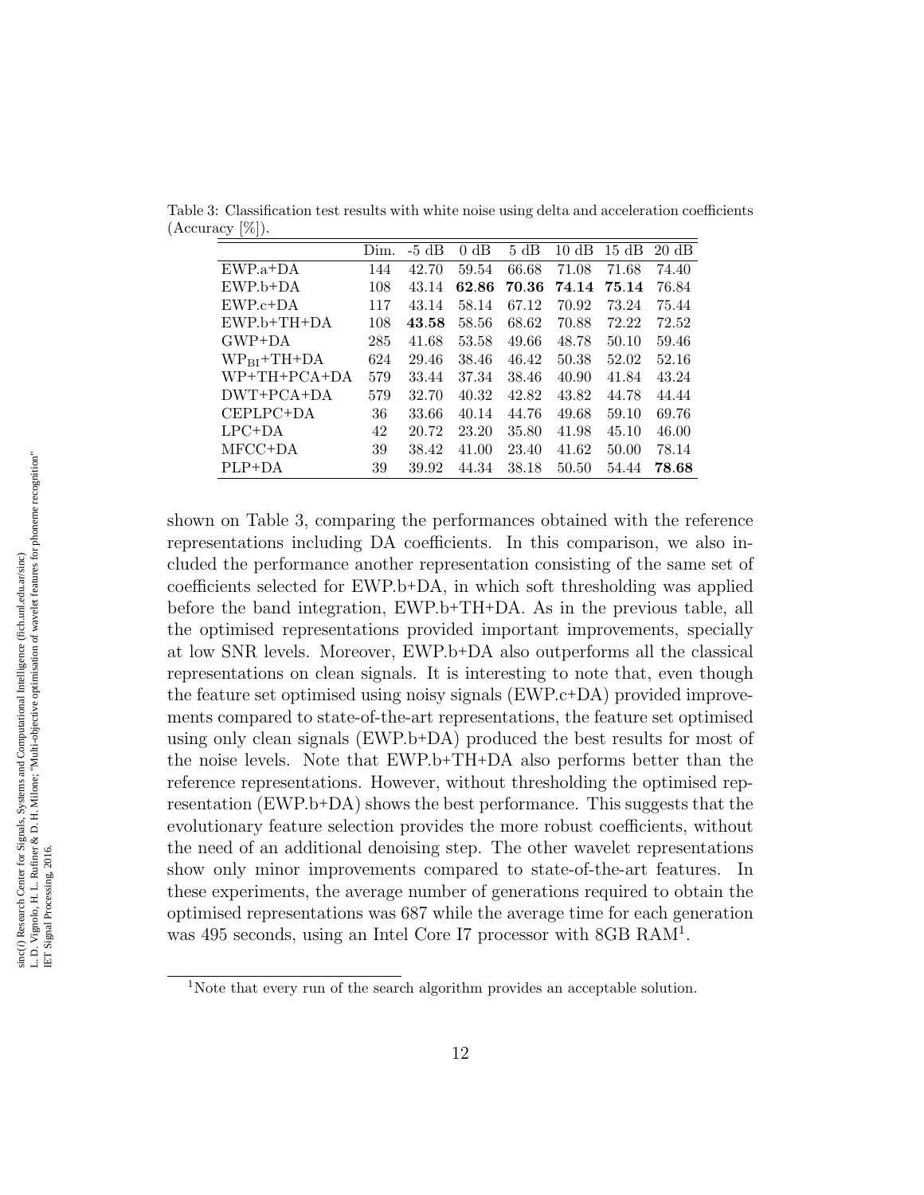Table 3: Classification test results with white noise using delta and acceleration coefficients (Accuracy [%]).

| | Dim. | -5 dB | 0 dB | 5 dB | 10 dB | 15 dB | 20 dB |
|---|---|---|---|---|---|---|---|
| EWP.a+DA | 144 | 42.70 | 59.54 | 66.68 | 71.08 | 71.68 | 74.40 |
| EWP.b+DA | 108 | 43.14 | **62.86** | **70.36** | **74.14** | **75.14** | 76.84 |
| EWP.c+DA | 117 | 43.14 | 58.14 | 67.12 | 70.92 | 73.24 | 75.44 |
| EWP.b+TH+DA | 108 | **43.58** | 58.56 | 68.62 | 70.88 | 72.22 | 72.52 |
| GWP+DA | 285 | 41.68 | 53.58 | 49.66 | 48.78 | 50.10 | 59.46 |
| $WP_{BI}$+TH+DA | 624 | 29.46 | 38.46 | 46.42 | 50.38 | 52.02 | 52.16 |
| WP+TH+PCA+DA | 579 | 33.44 | 37.34 | 38.46 | 40.90 | 41.84 | 43.24 |
| DWT+PCA+DA | 579 | 32.70 | 40.32 | 42.82 | 43.82 | 44.78 | 44.44 |
| CEPLPC+DA | 36 | 33.66 | 40.14 | 44.76 | 49.68 | 59.10 | 69.76 |
| LPC+DA | 42 | 20.72 | 23.20 | 35.80 | 41.98 | 45.10 | 46.00 |
| MFCC+DA | 39 | 38.42 | 41.00 | 23.40 | 41.62 | 50.00 | 78.14 |
| PLP+DA | 39 | 39.92 | 44.34 | 38.18 | 50.50 | 54.44 | **78.68** |

shown on Table 3, comparing the performances obtained with the reference representations including DA coefficients. In this comparison, we also included the performance another representation consisting of the same set of coefficients selected for EWP.b+DA, in which soft thresholding was applied before the band integration, EWP.b+TH+DA. As in the previous table, all the optimised representations provided important improvements, specially at low SNR levels. Moreover, EWP.b+DA also outperforms all the classical representations on clean signals. It is interesting to note that, even though the feature set optimised using noisy signals (EWP.c+DA) provided improvements compared to state-of-the-art representations, the feature set optimised using only clean signals (EWP.b+DA) produced the best results for most of the noise levels. Note that EWP.b+TH+DA also performs better than the reference representations. However, without thresholding the optimised representation (EWP.b+DA) shows the best performance. This suggests that the evolutionary feature selection provides the more robust coefficients, without the need of an additional denoising step. The other wavelet representations show only minor improvements compared to state-of-the-art features. In these experiments, the average number of generations required to obtain the optimised representations was 687 while the average time for each generation was 495 seconds, using an Intel Core I7 processor with 8GB RAM[1].

[1]Note that every run of the search algorithm provides an acceptable solution.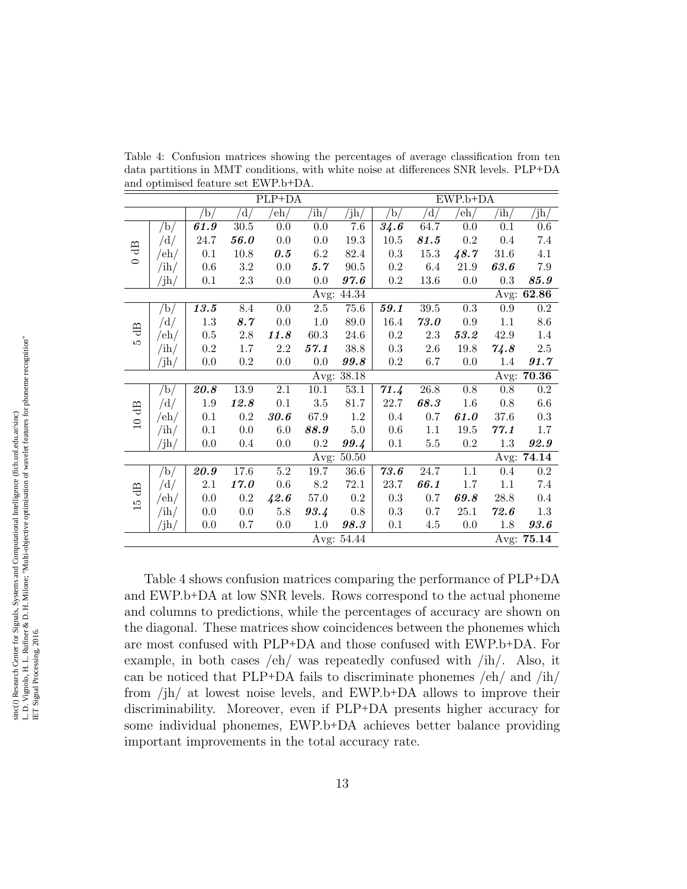Table 4: Confusion matrices showing the percentages of average classification from ten data partitions in MMT conditions, with white noise at differences SNR levels. PLP+DA and optimised feature set EWP.b+DA.

| | | PLP+DA | | | | | EWP.b+DA | | | | |
|---|---|---|---|---|---|---|---|---|---|---|---|
| | | /b/ | /d/ | /eh/ | /ih/ | /jh/ | /b/ | /d/ | /eh/ | /ih/ | /jh/ |
| 0 dB | /b/ | ***61.9*** | 30.5 | 0.0 | 0.0 | 7.6 | ***34.6*** | 64.7 | 0.0 | 0.1 | 0.6 |
| | /d/ | 24.7 | ***56.0*** | 0.0 | 0.0 | 19.3 | 10.5 | ***81.5*** | 0.2 | 0.4 | 7.4 |
| | /eh/ | 0.1 | 10.8 | ***0.5*** | 6.2 | 82.4 | 0.3 | 15.3 | ***48.7*** | 31.6 | 4.1 |
| | /ih/ | 0.6 | 3.2 | 0.0 | ***5.7*** | 90.5 | 0.2 | 6.4 | 21.9 | ***63.6*** | 7.9 |
| | /jh/ | 0.1 | 2.3 | 0.0 | 0.0 | ***97.6*** | 0.2 | 13.6 | 0.0 | 0.3 | ***85.9*** |
| | | | | | | Avg: 44.34 | | | | | Avg: **62.86** |
| 5 dB | /b/ | ***13.5*** | 8.4 | 0.0 | 2.5 | 75.6 | ***59.1*** | 39.5 | 0.3 | 0.9 | 0.2 |
| | /d/ | 1.3 | ***8.7*** | 0.0 | 1.0 | 89.0 | 16.4 | ***73.0*** | 0.9 | 1.1 | 8.6 |
| | /eh/ | 0.5 | 2.8 | ***11.8*** | 60.3 | 24.6 | 0.2 | 2.3 | ***53.2*** | 42.9 | 1.4 |
| | /ih/ | 0.2 | 1.7 | 2.2 | ***57.1*** | 38.8 | 0.3 | 2.6 | 19.8 | ***74.8*** | 2.5 |
| | /jh/ | 0.0 | 0.2 | 0.0 | 0.0 | ***99.8*** | 0.2 | 6.7 | 0.0 | 1.4 | ***91.7*** |
| | | | | | | Avg: 38.18 | | | | | Avg: **70.36** |
| 10 dB | /b/ | ***20.8*** | 13.9 | 2.1 | 10.1 | 53.1 | ***71.4*** | 26.8 | 0.8 | 0.8 | 0.2 |
| | /d/ | 1.9 | ***12.8*** | 0.1 | 3.5 | 81.7 | 22.7 | ***68.3*** | 1.6 | 0.8 | 6.6 |
| | /eh/ | 0.1 | 0.2 | ***30.6*** | 67.9 | 1.2 | 0.4 | 0.7 | ***61.0*** | 37.6 | 0.3 |
| | /ih/ | 0.1 | 0.0 | 6.0 | ***88.9*** | 5.0 | 0.6 | 1.1 | 19.5 | ***77.1*** | 1.7 |
| | /jh/ | 0.0 | 0.4 | 0.0 | 0.2 | ***99.4*** | 0.1 | 5.5 | 0.2 | 1.3 | ***92.9*** |
| | | | | | | Avg: 50.50 | | | | | Avg: **74.14** |
| 15 dB | /b/ | ***20.9*** | 17.6 | 5.2 | 19.7 | 36.6 | ***73.6*** | 24.7 | 1.1 | 0.4 | 0.2 |
| | /d/ | 2.1 | ***17.0*** | 0.6 | 8.2 | 72.1 | 23.7 | ***66.1*** | 1.7 | 1.1 | 7.4 |
| | /eh/ | 0.0 | 0.2 | ***42.6*** | 57.0 | 0.2 | 0.3 | 0.7 | ***69.8*** | 28.8 | 0.4 |
| | /ih/ | 0.0 | 0.0 | 5.8 | ***93.4*** | 0.8 | 0.3 | 0.7 | 25.1 | ***72.6*** | 1.3 |
| | /jh/ | 0.0 | 0.7 | 0.0 | 1.0 | ***98.3*** | 0.1 | 4.5 | 0.0 | 1.8 | ***93.6*** |
| | | | | | | Avg: 54.44 | | | | | Avg: **75.14** |

Table 4 shows confusion matrices comparing the performance of PLP+DA and EWP.b+DA at low SNR levels. Rows correspond to the actual phoneme and columns to predictions, while the percentages of accuracy are shown on the diagonal. These matrices show coincidences between the phonemes which are most confused with PLP+DA and those confused with EWP.b+DA. For example, in both cases /eh/ was repeatedly confused with /ih/. Also, it can be noticed that PLP+DA fails to discriminate phonemes /eh/ and /ih/ from /jh/ at lowest noise levels, and EWP.b+DA allows to improve their discriminability. Moreover, even if PLP+DA presents higher accuracy for some individual phonemes, EWP.b+DA achieves better balance providing important improvements in the total accuracy rate.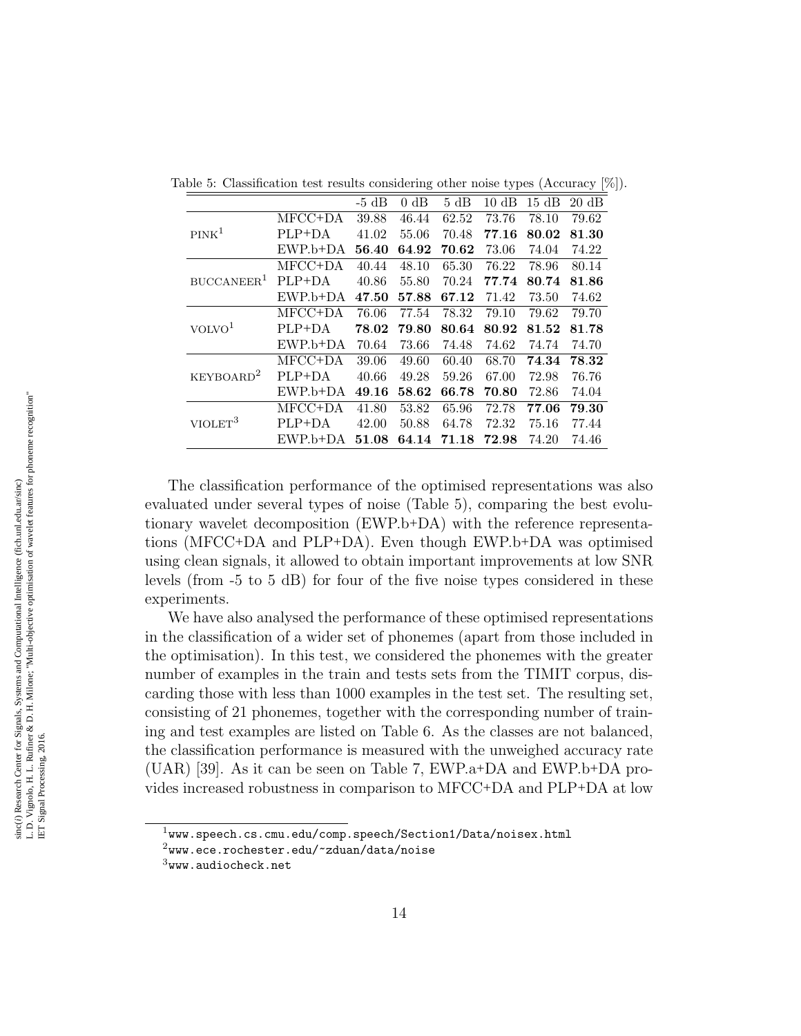Table 5: Classification test results considering other noise types (Accuracy [%]).

| | | -5 dB | 0 dB | 5 dB | 10 dB | 15 dB | 20 dB |
|---|---|---|---|---|---|---|---|
| PINK[1] | MFCC+DA | 39.88 | 46.44 | 62.52 | 73.76 | 78.10 | 79.62 |
| | PLP+DA | 41.02 | 55.06 | 70.48 | **77.16** | **80.02** | **81.30** |
| | EWP.b+DA | **56.40** | **64.92** | **70.62** | 73.06 | 74.04 | 74.22 |
| BUCCANEER[1] | MFCC+DA | 40.44 | 48.10 | 65.30 | 76.22 | 78.96 | 80.14 |
| | PLP+DA | 40.86 | 55.80 | 70.24 | **77.74** | **80.74** | **81.86** |
| | EWP.b+DA | **47.50** | **57.88** | **67.12** | 71.42 | 73.50 | 74.62 |
| VOLVO[1] | MFCC+DA | 76.06 | 77.54 | 78.32 | 79.10 | 79.62 | 79.70 |
| | PLP+DA | **78.02** | **79.80** | **80.64** | **80.92** | **81.52** | **81.78** |
| | EWP.b+DA | 70.64 | 73.66 | 74.48 | 74.62 | 74.74 | 74.70 |
| KEYBOARD[2] | MFCC+DA | 39.06 | 49.60 | 60.40 | 68.70 | **74.34** | **78.32** |
| | PLP+DA | 40.66 | 49.28 | 59.26 | 67.00 | 72.98 | 76.76 |
| | EWP.b+DA | **49.16** | **58.62** | **66.78** | **70.80** | 72.86 | 74.04 |
| VIOLET[3] | MFCC+DA | 41.80 | 53.82 | 65.96 | 72.78 | **77.06** | **79.30** |
| | PLP+DA | 42.00 | 50.88 | 64.78 | 72.32 | 75.16 | 77.44 |
| | EWP.b+DA | **51.08** | **64.14** | **71.18** | **72.98** | 74.20 | 74.46 |

The classification performance of the optimised representations was also evaluated under several types of noise (Table 5), comparing the best evolutionary wavelet decomposition (EWP.b+DA) with the reference representations (MFCC+DA and PLP+DA). Even though EWP.b+DA was optimised using clean signals, it allowed to obtain important improvements at low SNR levels (from -5 to 5 dB) for four of the five noise types considered in these experiments.

We have also analysed the performance of these optimised representations in the classification of a wider set of phonemes (apart from those included in the optimisation). In this test, we considered the phonemes with the greater number of examples in the train and tests sets from the TIMIT corpus, discarding those with less than 1000 examples in the test set. The resulting set, consisting of 21 phonemes, together with the corresponding number of training and test examples are listed on Table 6. As the classes are not balanced, the classification performance is measured with the unweighed accuracy rate (UAR) [39]. As it can be seen on Table 7, EWP.a+DA and EWP.b+DA provides increased robustness in comparison to MFCC+DA and PLP+DA at low

[1] www.speech.cs.cmu.edu/comp.speech/Section1/Data/noisex.html

[2] www.ece.rochester.edu/~zduan/data/noise

[3] www.audiocheck.net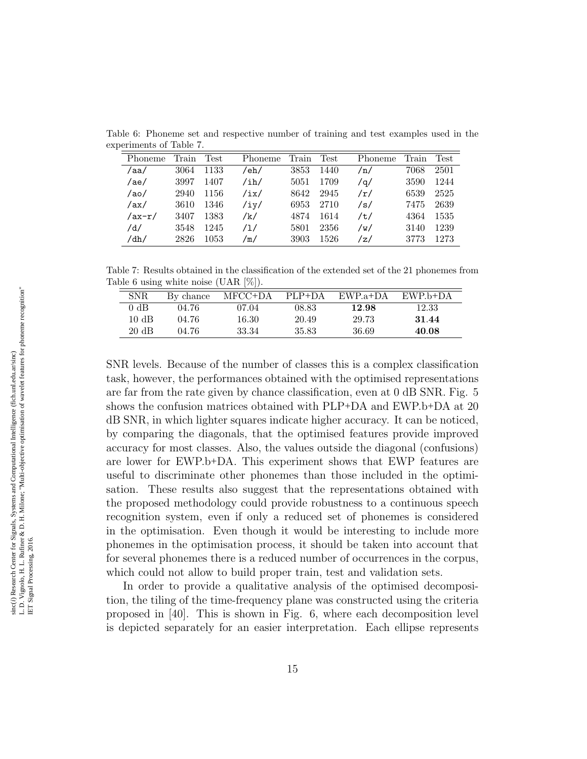Table 6: Phoneme set and respective number of training and test examples used in the experiments of Table 7.

| Phoneme | Train | Test | Phoneme | Train | Test | Phoneme | Train | Test |
|---|---|---|---|---|---|---|---|---|
| /aa/ | 3064 | 1133 | /eh/ | 3853 | 1440 | /n/ | 7068 | 2501 |
| /ae/ | 3997 | 1407 | /ih/ | 5051 | 1709 | /q/ | 3590 | 1244 |
| /ao/ | 2940 | 1156 | /ix/ | 8642 | 2945 | /r/ | 6539 | 2525 |
| /ax/ | 3610 | 1346 | /iy/ | 6953 | 2710 | /s/ | 7475 | 2639 |
| /ax-r/ | 3407 | 1383 | /k/ | 4874 | 1614 | /t/ | 4364 | 1535 |
| /d/ | 3548 | 1245 | /l/ | 5801 | 2356 | /w/ | 3140 | 1239 |
| /dh/ | 2826 | 1053 | /m/ | 3903 | 1526 | /z/ | 3773 | 1273 |

Table 7: Results obtained in the classification of the extended set of the 21 phonemes from Table 6 using white noise (UAR [%]).

| SNR | By chance | MFCC+DA | PLP+DA | EWP.a+DA | EWP.b+DA |
|---|---|---|---|---|---|
| 0 dB | 04.76 | 07.04 | 08.83 | **12.98** | 12.33 |
| 10 dB | 04.76 | 16.30 | 20.49 | 29.73 | **31.44** |
| 20 dB | 04.76 | 33.34 | 35.83 | 36.69 | **40.08** |

SNR levels. Because of the number of classes this is a complex classification task, however, the performances obtained with the optimised representations are far from the rate given by chance classification, even at 0 dB SNR. Fig. 5 shows the confusion matrices obtained with PLP+DA and EWP.b+DA at 20 dB SNR, in which lighter squares indicate higher accuracy. It can be noticed, by comparing the diagonals, that the optimised features provide improved accuracy for most classes. Also, the values outside the diagonal (confusions) are lower for EWP.b+DA. This experiment shows that EWP features are useful to discriminate other phonemes than those included in the optimisation. These results also suggest that the representations obtained with the proposed methodology could provide robustness to a continuous speech recognition system, even if only a reduced set of phonemes is considered in the optimisation. Even though it would be interesting to include more phonemes in the optimisation process, it should be taken into account that for several phonemes there is a reduced number of occurrences in the corpus, which could not allow to build proper train, test and validation sets.

In order to provide a qualitative analysis of the optimised decomposition, the tiling of the time-frequency plane was constructed using the criteria proposed in [40]. This is shown in Fig. 6, where each decomposition level is depicted separately for an easier interpretation. Each ellipse represents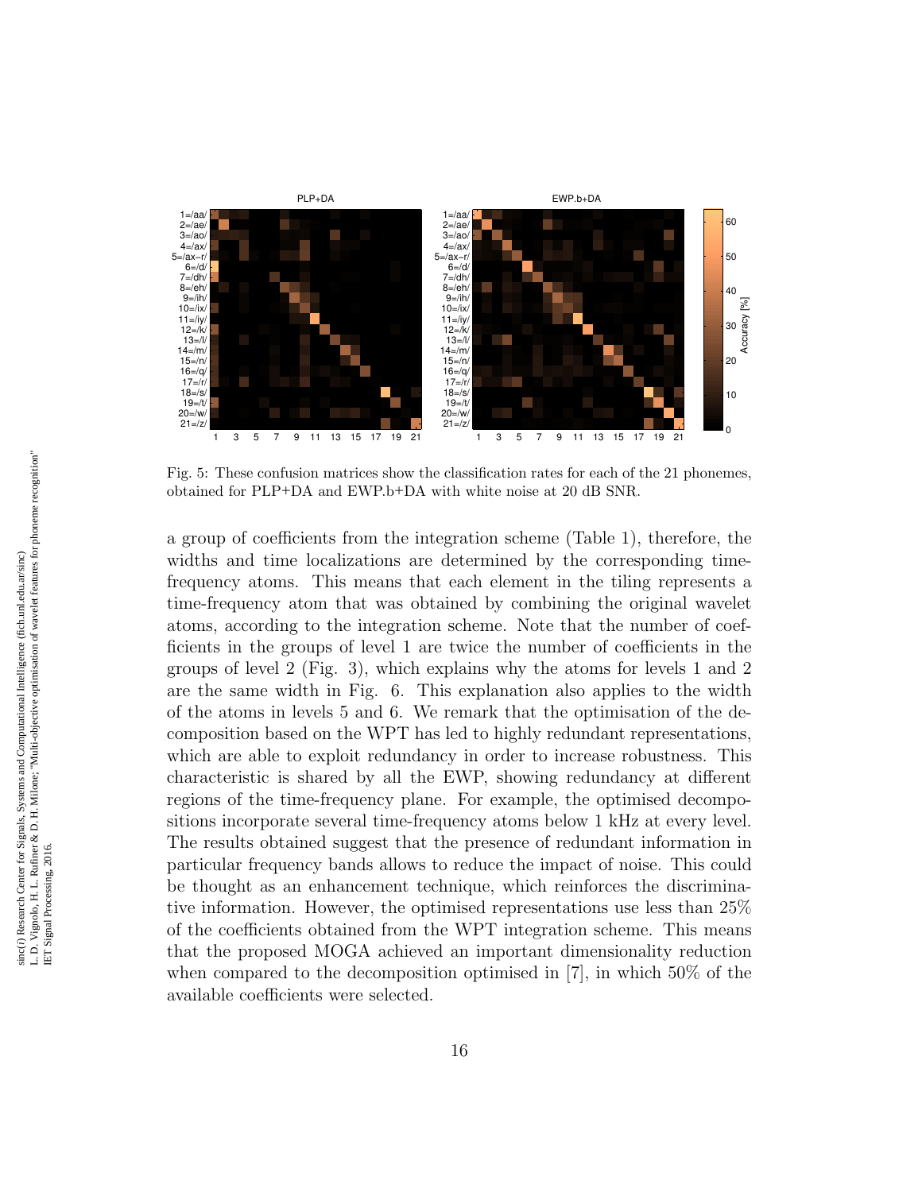Fig. 5: These confusion matrices show the classification rates for each of the 21 phonemes, obtained for PLP+DA and EWP.b+DA with white noise at 20 dB SNR.

a group of coefficients from the integration scheme (Table 1), therefore, the widths and time localizations are determined by the corresponding time-frequency atoms. This means that each element in the tiling represents a time-frequency atom that was obtained by combining the original wavelet atoms, according to the integration scheme. Note that the number of coefficients in the groups of level 1 are twice the number of coefficients in the groups of level 2 (Fig. 3), which explains why the atoms for levels 1 and 2 are the same width in Fig. 6. This explanation also applies to the width of the atoms in levels 5 and 6. We remark that the optimisation of the decomposition based on the WPT has led to highly redundant representations, which are able to exploit redundancy in order to increase robustness. This characteristic is shared by all the EWP, showing redundancy at different regions of the time-frequency plane. For example, the optimised decompositions incorporate several time-frequency atoms below 1 kHz at every level. The results obtained suggest that the presence of redundant information in particular frequency bands allows to reduce the impact of noise. This could be thought as an enhancement technique, which reinforces the discriminative information. However, the optimised representations use less than 25% of the coefficients obtained from the WPT integration scheme. This means that the proposed MOGA achieved an important dimensionality reduction when compared to the decomposition optimised in [7], in which 50% of the available coefficients were selected.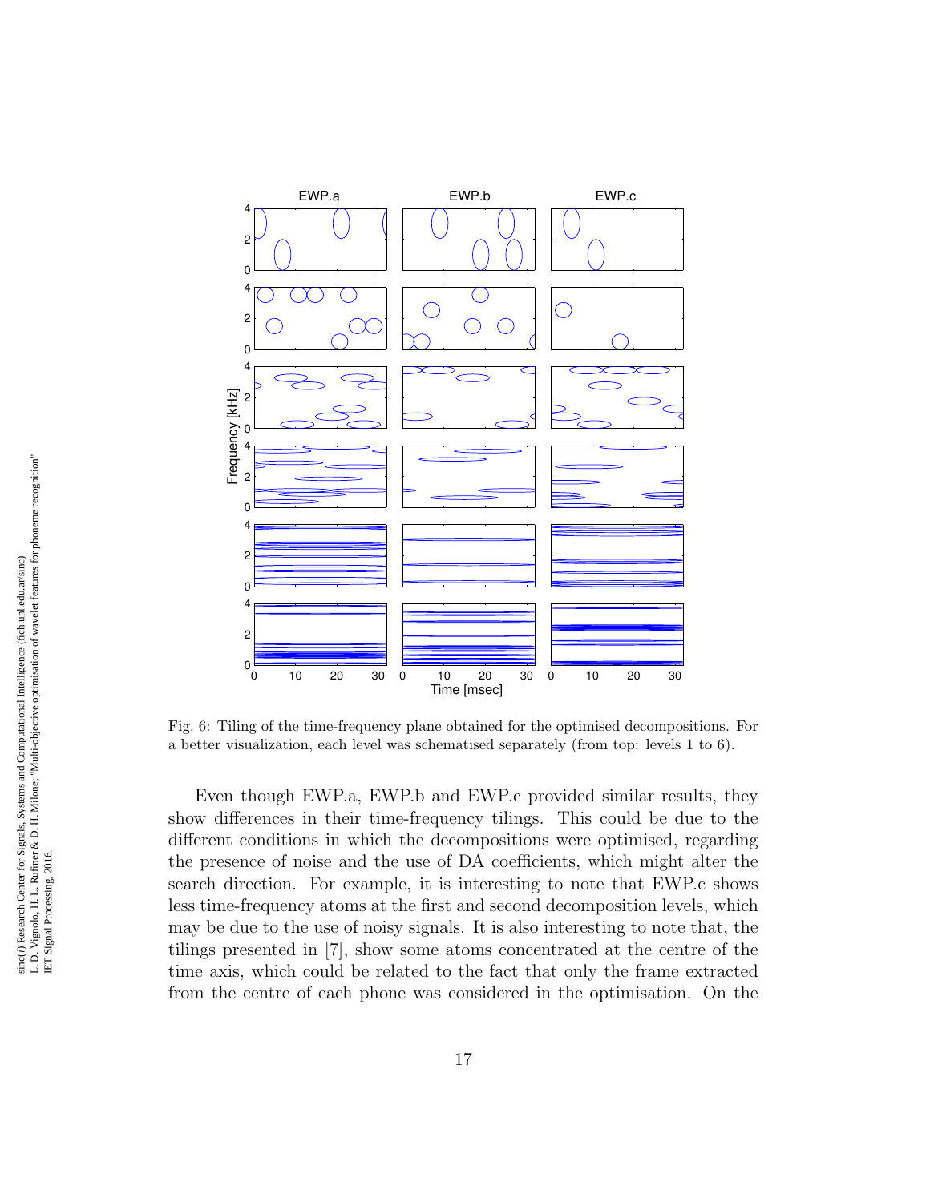Fig. 6: Tiling of the time-frequency plane obtained for the optimised decompositions. For a better visualization, each level was schematised separately (from top: levels 1 to 6).

Even though EWP.a, EWP.b and EWP.c provided similar results, they show differences in their time-frequency tilings. This could be due to the different conditions in which the decompositions were optimised, regarding the presence of noise and the use of DA coefficients, which might alter the search direction. For example, it is interesting to note that EWP.c shows less time-frequency atoms at the first and second decomposition levels, which may be due to the use of noisy signals. It is also interesting to note that, the tilings presented in [7], show some atoms concentrated at the centre of the time axis, which could be related to the fact that only the frame extracted from the centre of each phone was considered in the optimisation. On the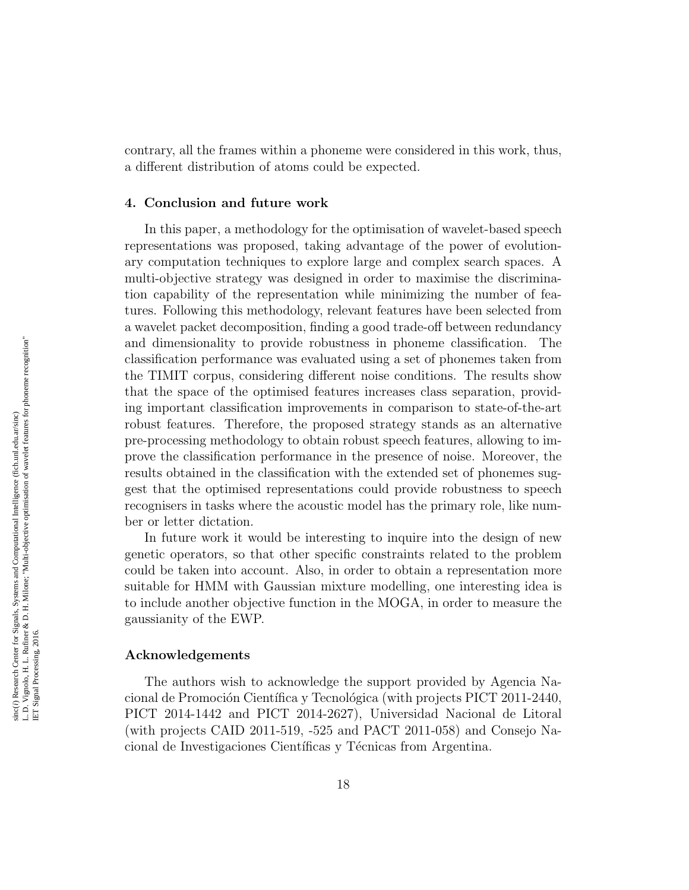contrary, all the frames within a phoneme were considered in this work, thus, a different distribution of atoms could be expected.

## 4. Conclusion and future work

In this paper, a methodology for the optimisation of wavelet-based speech representations was proposed, taking advantage of the power of evolutionary computation techniques to explore large and complex search spaces. A multi-objective strategy was designed in order to maximise the discrimination capability of the representation while minimizing the number of features. Following this methodology, relevant features have been selected from a wavelet packet decomposition, finding a good trade-off between redundancy and dimensionality to provide robustness in phoneme classification. The classification performance was evaluated using a set of phonemes taken from the TIMIT corpus, considering different noise conditions. The results show that the space of the optimised features increases class separation, providing important classification improvements in comparison to state-of-the-art robust features. Therefore, the proposed strategy stands as an alternative pre-processing methodology to obtain robust speech features, allowing to improve the classification performance in the presence of noise. Moreover, the results obtained in the classification with the extended set of phonemes suggest that the optimised representations could provide robustness to speech recognisers in tasks where the acoustic model has the primary role, like number or letter dictation.

In future work it would be interesting to inquire into the design of new genetic operators, so that other specific constraints related to the problem could be taken into account. Also, in order to obtain a representation more suitable for HMM with Gaussian mixture modelling, one interesting idea is to include another objective function in the MOGA, in order to measure the gaussianity of the EWP.

## Acknowledgements

The authors wish to acknowledge the support provided by Agencia Nacional de Promoción Científica y Tecnológica (with projects PICT 2011-2440, PICT 2014-1442 and PICT 2014-2627), Universidad Nacional de Litoral (with projects CAID 2011-519, -525 and PACT 2011-058) and Consejo Nacional de Investigaciones Científicas y Técnicas from Argentina.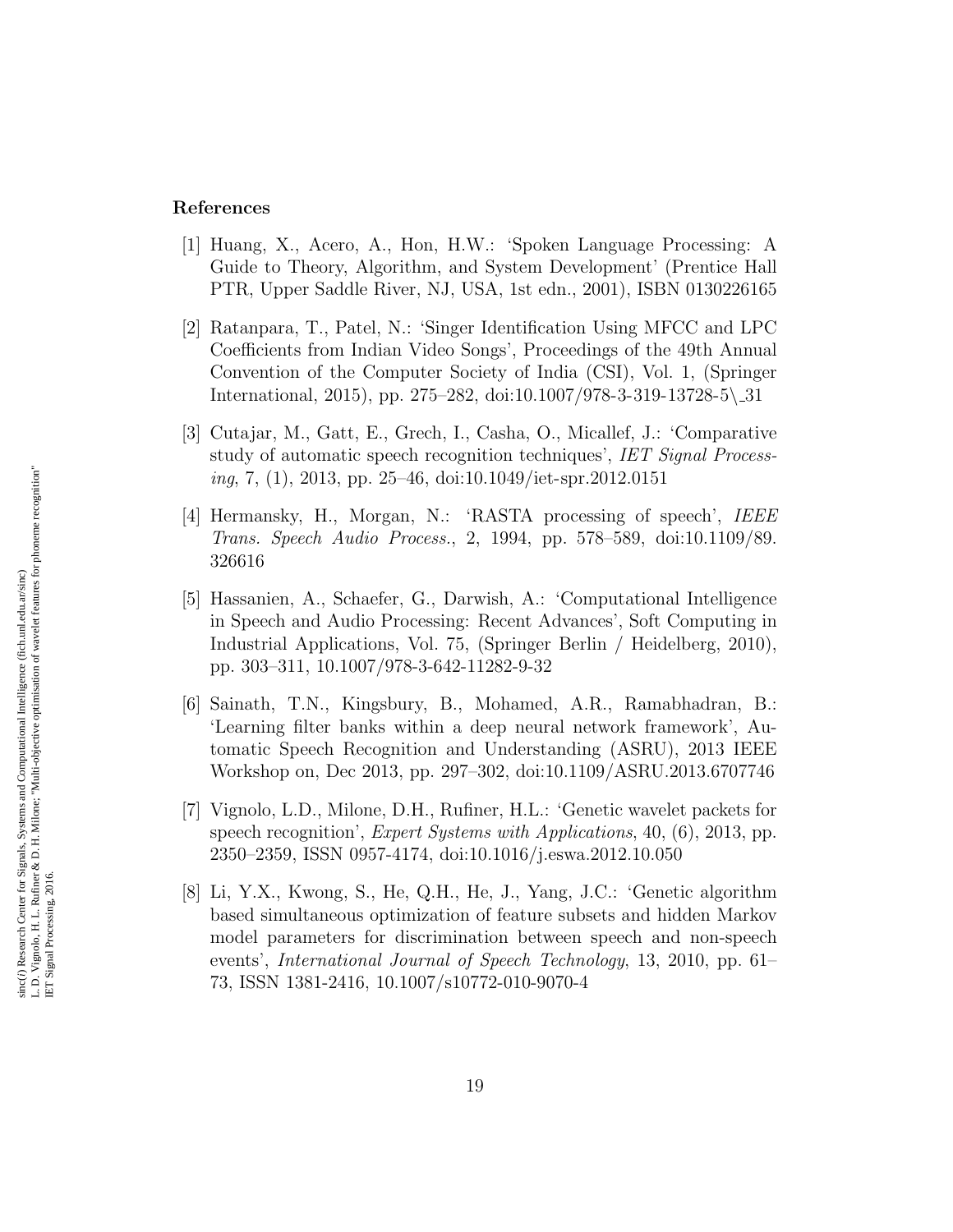## References

[1] Huang, X., Acero, A., Hon, H.W.: 'Spoken Language Processing: A Guide to Theory, Algorithm, and System Development' (Prentice Hall PTR, Upper Saddle River, NJ, USA, 1st edn., 2001), ISBN 0130226165

[2] Ratanpara, T., Patel, N.: 'Singer Identification Using MFCC and LPC Coefficients from Indian Video Songs', Proceedings of the 49th Annual Convention of the Computer Society of India (CSI), Vol. 1, (Springer International, 2015), pp. 275–282, doi:10.1007/978-3-319-13728-5\_31

[3] Cutajar, M., Gatt, E., Grech, I., Casha, O., Micallef, J.: 'Comparative study of automatic speech recognition techniques', *IET Signal Processing*, 7, (1), 2013, pp. 25–46, doi:10.1049/iet-spr.2012.0151

[4] Hermansky, H., Morgan, N.: 'RASTA processing of speech', *IEEE Trans. Speech Audio Process.*, 2, 1994, pp. 578–589, doi:10.1109/89.326616

[5] Hassanien, A., Schaefer, G., Darwish, A.: 'Computational Intelligence in Speech and Audio Processing: Recent Advances', Soft Computing in Industrial Applications, Vol. 75, (Springer Berlin / Heidelberg, 2010), pp. 303–311, 10.1007/978-3-642-11282-9-32

[6] Sainath, T.N., Kingsbury, B., Mohamed, A.R., Ramabhadran, B.: 'Learning filter banks within a deep neural network framework', Automatic Speech Recognition and Understanding (ASRU), 2013 IEEE Workshop on, Dec 2013, pp. 297–302, doi:10.1109/ASRU.2013.6707746

[7] Vignolo, L.D., Milone, D.H., Rufiner, H.L.: 'Genetic wavelet packets for speech recognition', *Expert Systems with Applications*, 40, (6), 2013, pp. 2350–2359, ISSN 0957-4174, doi:10.1016/j.eswa.2012.10.050

[8] Li, Y.X., Kwong, S., He, Q.H., He, J., Yang, J.C.: 'Genetic algorithm based simultaneous optimization of feature subsets and hidden Markov model parameters for discrimination between speech and non-speech events', *International Journal of Speech Technology*, 13, 2010, pp. 61–73, ISSN 1381-2416, 10.1007/s10772-010-9070-4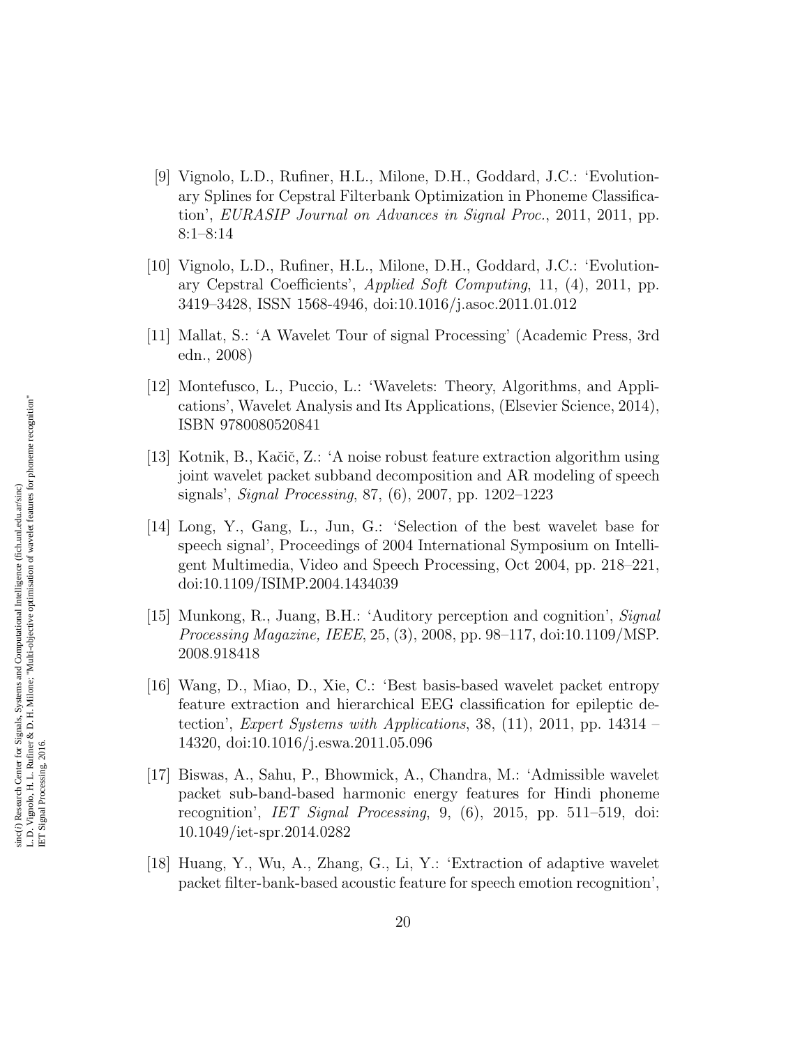[9] Vignolo, L.D., Rufiner, H.L., Milone, D.H., Goddard, J.C.: 'Evolutionary Splines for Cepstral Filterbank Optimization in Phoneme Classification', *EURASIP Journal on Advances in Signal Proc.*, 2011, 2011, pp. 8:1–8:14

[10] Vignolo, L.D., Rufiner, H.L., Milone, D.H., Goddard, J.C.: 'Evolutionary Cepstral Coefficients', *Applied Soft Computing*, 11, (4), 2011, pp. 3419–3428, ISSN 1568-4946, doi:10.1016/j.asoc.2011.01.012

[11] Mallat, S.: 'A Wavelet Tour of signal Processing' (Academic Press, 3rd edn., 2008)

[12] Montefusco, L., Puccio, L.: 'Wavelets: Theory, Algorithms, and Applications', Wavelet Analysis and Its Applications, (Elsevier Science, 2014), ISBN 9780080520841

[13] Kotnik, B., Kačič, Z.: 'A noise robust feature extraction algorithm using joint wavelet packet subband decomposition and AR modeling of speech signals', *Signal Processing*, 87, (6), 2007, pp. 1202–1223

[14] Long, Y., Gang, L., Jun, G.: 'Selection of the best wavelet base for speech signal', Proceedings of 2004 International Symposium on Intelligent Multimedia, Video and Speech Processing, Oct 2004, pp. 218–221, doi:10.1109/ISIMP.2004.1434039

[15] Munkong, R., Juang, B.H.: 'Auditory perception and cognition', *Signal Processing Magazine, IEEE*, 25, (3), 2008, pp. 98–117, doi:10.1109/MSP.2008.918418

[16] Wang, D., Miao, D., Xie, C.: 'Best basis-based wavelet packet entropy feature extraction and hierarchical EEG classification for epileptic detection', *Expert Systems with Applications*, 38, (11), 2011, pp. 14314 – 14320, doi:10.1016/j.eswa.2011.05.096

[17] Biswas, A., Sahu, P., Bhowmick, A., Chandra, M.: 'Admissible wavelet packet sub-band-based harmonic energy features for Hindi phoneme recognition', *IET Signal Processing*, 9, (6), 2015, pp. 511–519, doi:10.1049/iet-spr.2014.0282

[18] Huang, Y., Wu, A., Zhang, G., Li, Y.: 'Extraction of adaptive wavelet packet filter-bank-based acoustic feature for speech emotion recognition',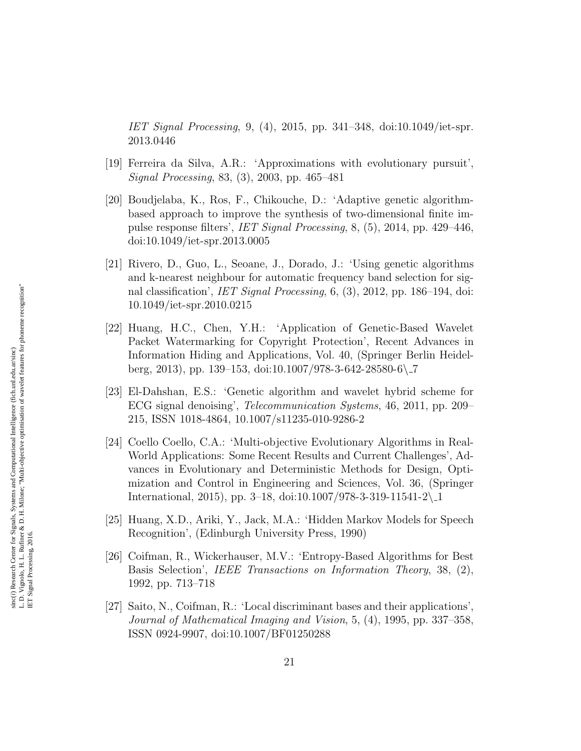*IET Signal Processing*, 9, (4), 2015, pp. 341–348, doi:10.1049/iet-spr.2013.0446

[19] Ferreira da Silva, A.R.: 'Approximations with evolutionary pursuit', *Signal Processing*, 83, (3), 2003, pp. 465–481

[20] Boudjelaba, K., Ros, F., Chikouche, D.: 'Adaptive genetic algorithm-based approach to improve the synthesis of two-dimensional finite impulse response filters', *IET Signal Processing*, 8, (5), 2014, pp. 429–446, doi:10.1049/iet-spr.2013.0005

[21] Rivero, D., Guo, L., Seoane, J., Dorado, J.: 'Using genetic algorithms and k-nearest neighbour for automatic frequency band selection for signal classification', *IET Signal Processing*, 6, (3), 2012, pp. 186–194, doi:10.1049/iet-spr.2010.0215

[22] Huang, H.C., Chen, Y.H.: 'Application of Genetic-Based Wavelet Packet Watermarking for Copyright Protection', Recent Advances in Information Hiding and Applications, Vol. 40, (Springer Berlin Heidelberg, 2013), pp. 139–153, doi:10.1007/978-3-642-28580-6\_7

[23] El-Dahshan, E.S.: 'Genetic algorithm and wavelet hybrid scheme for ECG signal denoising', *Telecommunication Systems*, 46, 2011, pp. 209–215, ISSN 1018-4864, 10.1007/s11235-010-9286-2

[24] Coello Coello, C.A.: 'Multi-objective Evolutionary Algorithms in Real-World Applications: Some Recent Results and Current Challenges', Advances in Evolutionary and Deterministic Methods for Design, Optimization and Control in Engineering and Sciences, Vol. 36, (Springer International, 2015), pp. 3–18, doi:10.1007/978-3-319-11541-2\_1

[25] Huang, X.D., Ariki, Y., Jack, M.A.: 'Hidden Markov Models for Speech Recognition', (Edinburgh University Press, 1990)

[26] Coifman, R., Wickerhauser, M.V.: 'Entropy-Based Algorithms for Best Basis Selection', *IEEE Transactions on Information Theory*, 38, (2), 1992, pp. 713–718

[27] Saito, N., Coifman, R.: 'Local discriminant bases and their applications', *Journal of Mathematical Imaging and Vision*, 5, (4), 1995, pp. 337–358, ISSN 0924-9907, doi:10.1007/BF01250288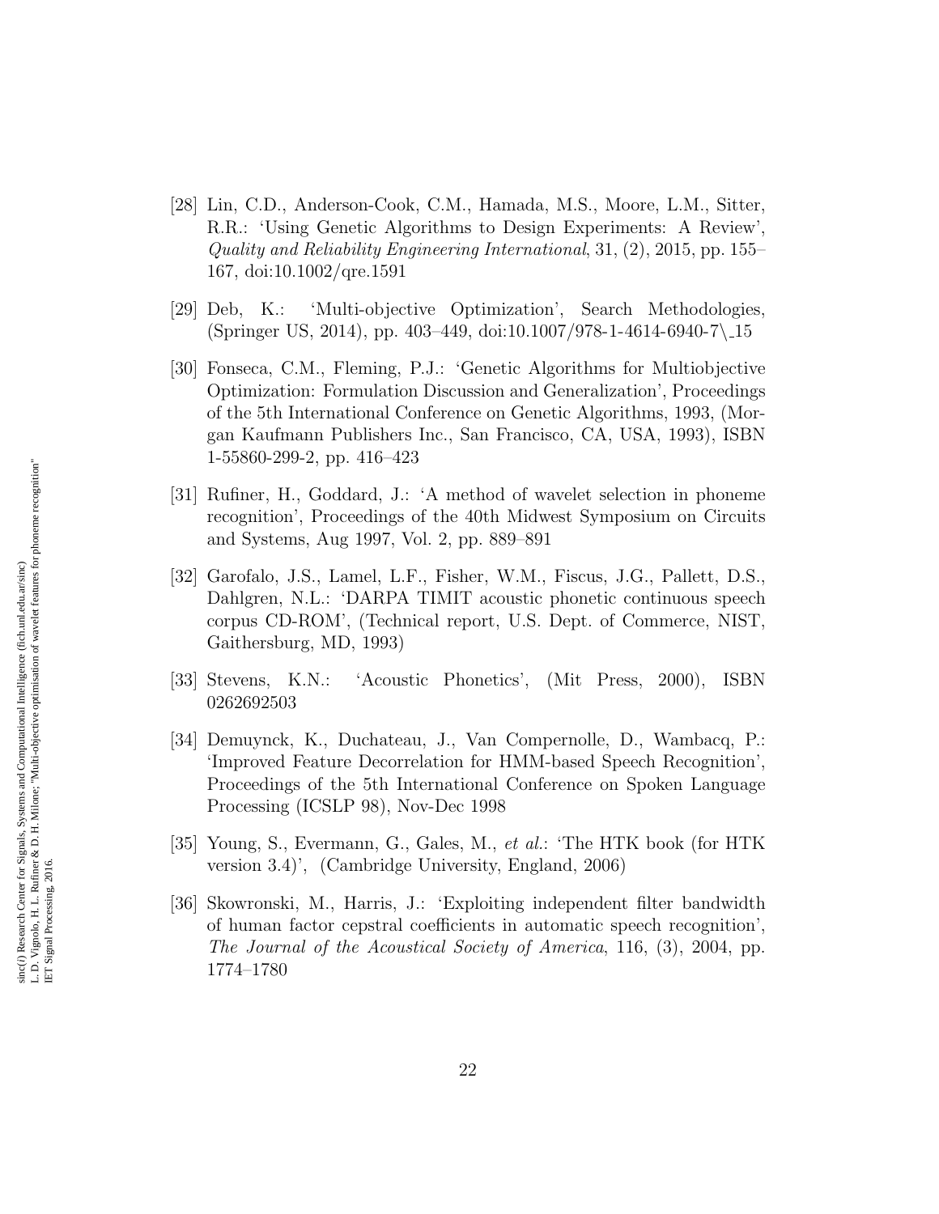[28] Lin, C.D., Anderson-Cook, C.M., Hamada, M.S., Moore, L.M., Sitter, R.R.: 'Using Genetic Algorithms to Design Experiments: A Review', *Quality and Reliability Engineering International*, 31, (2), 2015, pp. 155–167, doi:10.1002/qre.1591

[29] Deb, K.: 'Multi-objective Optimization', Search Methodologies, (Springer US, 2014), pp. 403–449, doi:10.1007/978-1-4614-6940-7\_15

[30] Fonseca, C.M., Fleming, P.J.: 'Genetic Algorithms for Multiobjective Optimization: Formulation Discussion and Generalization', Proceedings of the 5th International Conference on Genetic Algorithms, 1993, (Morgan Kaufmann Publishers Inc., San Francisco, CA, USA, 1993), ISBN 1-55860-299-2, pp. 416–423

[31] Rufiner, H., Goddard, J.: 'A method of wavelet selection in phoneme recognition', Proceedings of the 40th Midwest Symposium on Circuits and Systems, Aug 1997, Vol. 2, pp. 889–891

[32] Garofalo, J.S., Lamel, L.F., Fisher, W.M., Fiscus, J.G., Pallett, D.S., Dahlgren, N.L.: 'DARPA TIMIT acoustic phonetic continuous speech corpus CD-ROM', (Technical report, U.S. Dept. of Commerce, NIST, Gaithersburg, MD, 1993)

[33] Stevens, K.N.: 'Acoustic Phonetics', (Mit Press, 2000), ISBN 0262692503

[34] Demuynck, K., Duchateau, J., Van Compernolle, D., Wambacq, P.: 'Improved Feature Decorrelation for HMM-based Speech Recognition', Proceedings of the 5th International Conference on Spoken Language Processing (ICSLP 98), Nov-Dec 1998

[35] Young, S., Evermann, G., Gales, M., *et al.*: 'The HTK book (for HTK version 3.4)', (Cambridge University, England, 2006)

[36] Skowronski, M., Harris, J.: 'Exploiting independent filter bandwidth of human factor cepstral coefficients in automatic speech recognition', *The Journal of the Acoustical Society of America*, 116, (3), 2004, pp. 1774–1780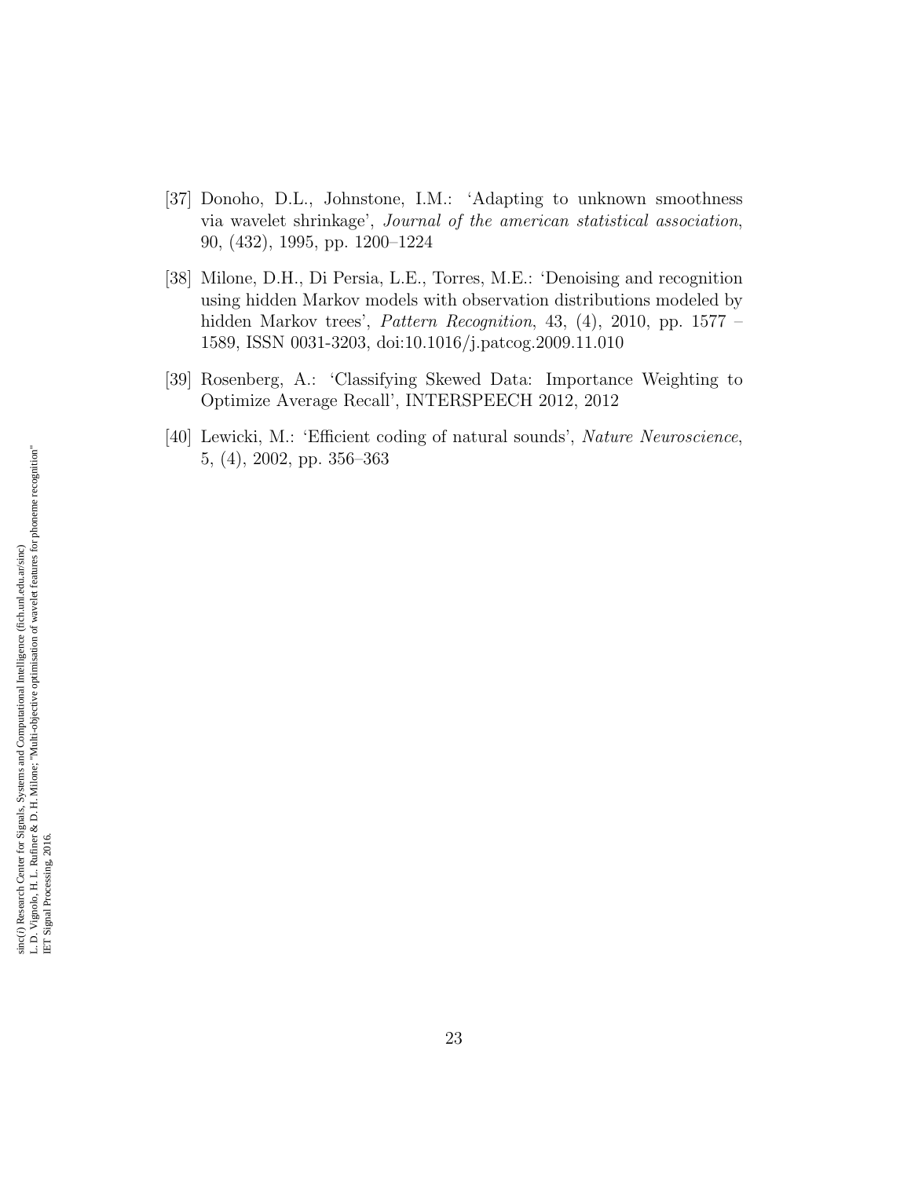[37] Donoho, D.L., Johnstone, I.M.: 'Adapting to unknown smoothness via wavelet shrinkage', *Journal of the american statistical association*, 90, (432), 1995, pp. 1200–1224

[38] Milone, D.H., Di Persia, L.E., Torres, M.E.: 'Denoising and recognition using hidden Markov models with observation distributions modeled by hidden Markov trees', *Pattern Recognition*, 43, (4), 2010, pp. 1577 – 1589, ISSN 0031-3203, doi:10.1016/j.patcog.2009.11.010

[39] Rosenberg, A.: 'Classifying Skewed Data: Importance Weighting to Optimize Average Recall', INTERSPEECH 2012, 2012

[40] Lewicki, M.: 'Efficient coding of natural sounds', *Nature Neuroscience*, 5, (4), 2002, pp. 356–363